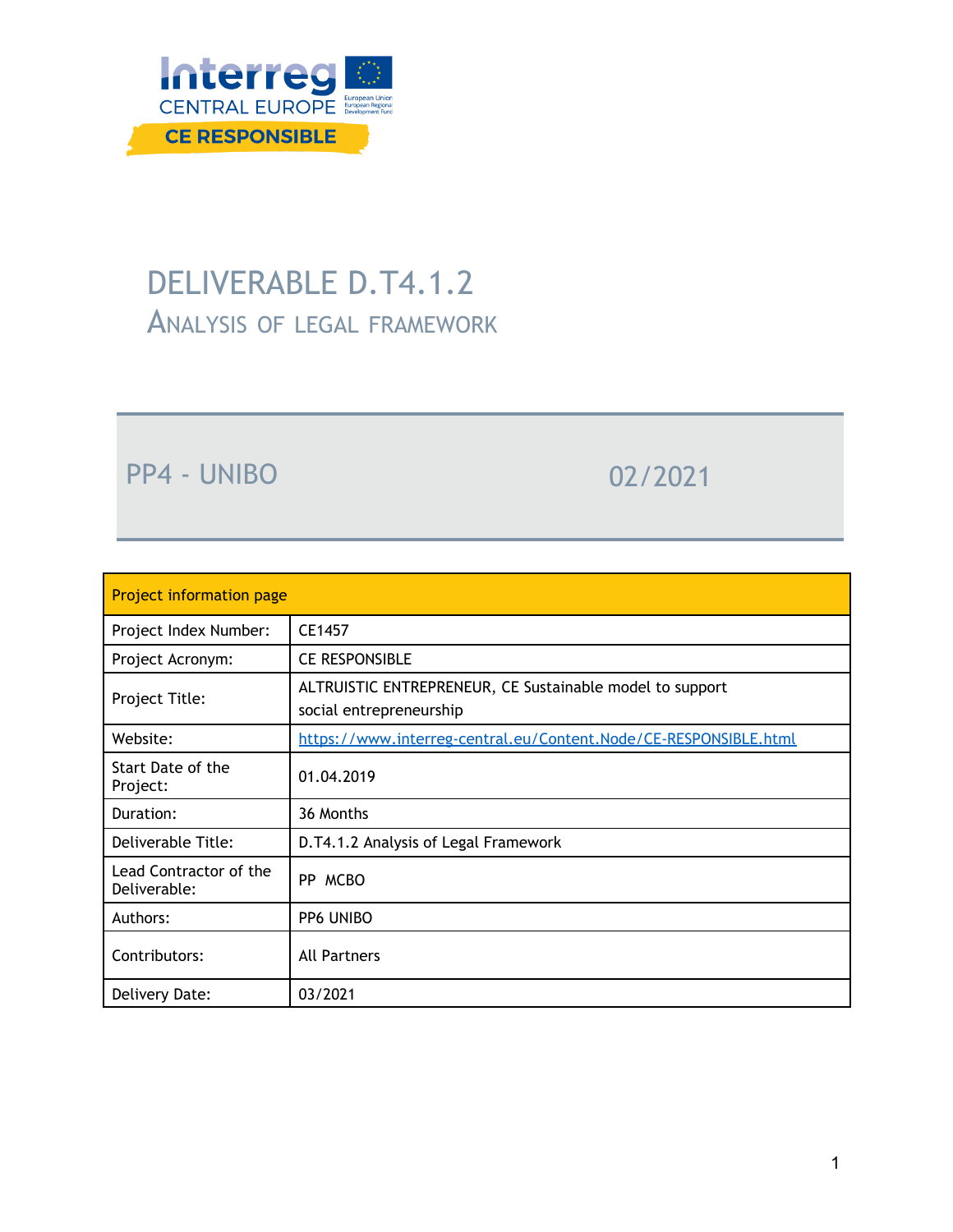Interreg CENTRAL EUROPE
European Union European Regional Development Fund

CE RESPONSIBLE

# DELIVERABLE D.T4.1.2

## Analysis of legal framework

PP4 - UNIBO 02/2021

| Project information page | |
|---|---|
| Project Index Number: | CE1457 |
| Project Acronym: | CE RESPONSIBLE |
| Project Title: | ALTRUISTIC ENTREPRENEUR, CE Sustainable model to support social entrepreneurship |
| Website: | https://www.interreg-central.eu/Content.Node/CE-RESPONSIBLE.html |
| Start Date of the Project: | 01.04.2019 |
| Duration: | 36 Months |
| Deliverable Title: | D.T4.1.2 Analysis of Legal Framework |
| Lead Contractor of the Deliverable: | PP MCBO |
| Authors: | PP6 UNIBO |
| Contributors: | All Partners |
| Delivery Date: | 03/2021 |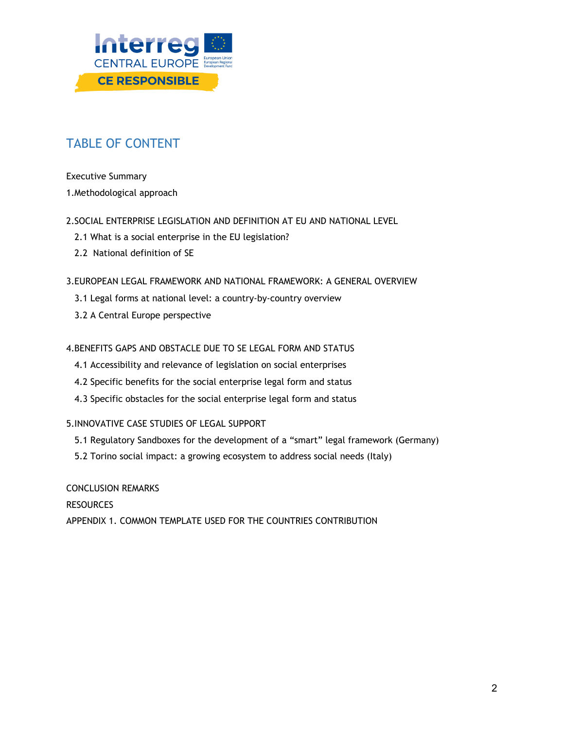## TABLE OF CONTENT

Executive Summary

1.Methodological approach

2.SOCIAL ENTERPRISE LEGISLATION AND DEFINITION AT EU AND NATIONAL LEVEL

- 2.1 What is a social enterprise in the EU legislation?
- 2.2 National definition of SE

3.EUROPEAN LEGAL FRAMEWORK AND NATIONAL FRAMEWORK: A GENERAL OVERVIEW

- 3.1 Legal forms at national level: a country-by-country overview
- 3.2 A Central Europe perspective

4.BENEFITS GAPS AND OBSTACLE DUE TO SE LEGAL FORM AND STATUS

- 4.1 Accessibility and relevance of legislation on social enterprises
- 4.2 Specific benefits for the social enterprise legal form and status
- 4.3 Specific obstacles for the social enterprise legal form and status

5.INNOVATIVE CASE STUDIES OF LEGAL SUPPORT

- 5.1 Regulatory Sandboxes for the development of a "smart" legal framework (Germany)
- 5.2 Torino social impact: a growing ecosystem to address social needs (Italy)

CONCLUSION REMARKS

RESOURCES

APPENDIX 1. COMMON TEMPLATE USED FOR THE COUNTRIES CONTRIBUTION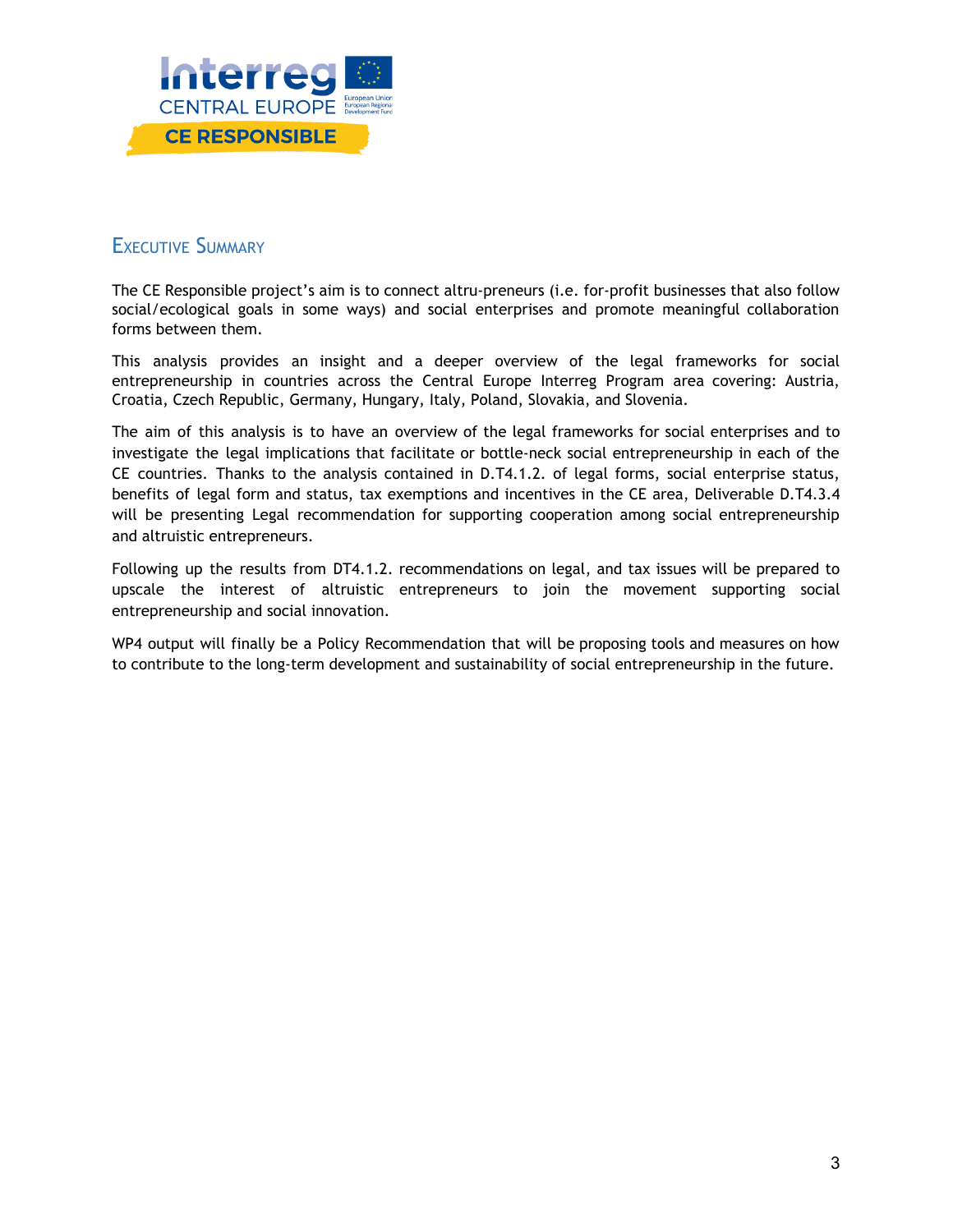## Executive Summary

The CE Responsible project's aim is to connect altru-preneurs (i.e. for-profit businesses that also follow social/ecological goals in some ways) and social enterprises and promote meaningful collaboration forms between them.

This analysis provides an insight and a deeper overview of the legal frameworks for social entrepreneurship in countries across the Central Europe Interreg Program area covering: Austria, Croatia, Czech Republic, Germany, Hungary, Italy, Poland, Slovakia, and Slovenia.

The aim of this analysis is to have an overview of the legal frameworks for social enterprises and to investigate the legal implications that facilitate or bottle-neck social entrepreneurship in each of the CE countries. Thanks to the analysis contained in D.T4.1.2. of legal forms, social enterprise status, benefits of legal form and status, tax exemptions and incentives in the CE area, Deliverable D.T4.3.4 will be presenting Legal recommendation for supporting cooperation among social entrepreneurship and altruistic entrepreneurs.

Following up the results from DT4.1.2. recommendations on legal, and tax issues will be prepared to upscale the interest of altruistic entrepreneurs to join the movement supporting social entrepreneurship and social innovation.

WP4 output will finally be a Policy Recommendation that will be proposing tools and measures on how to contribute to the long-term development and sustainability of social entrepreneurship in the future.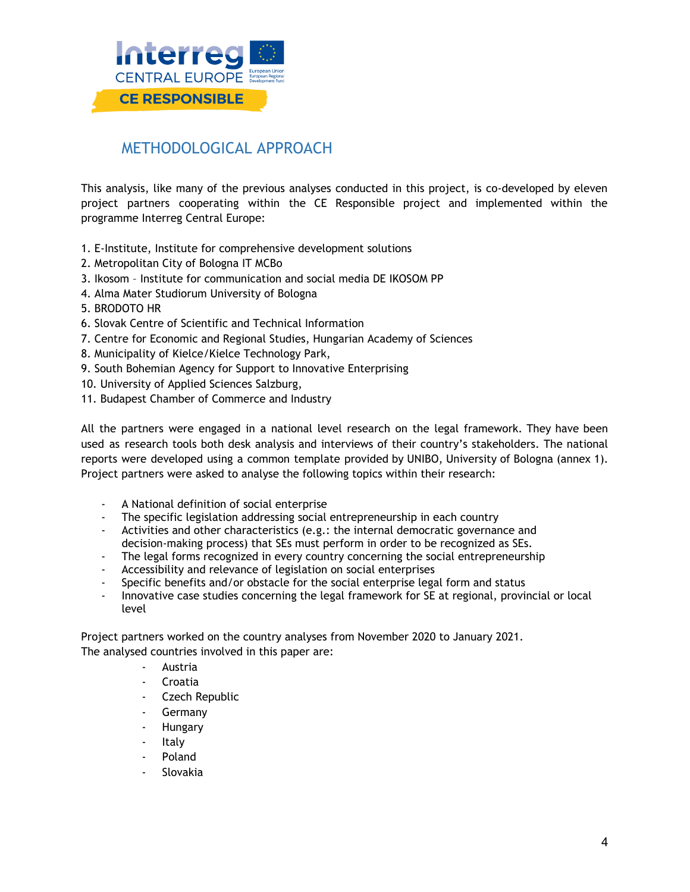## METHODOLOGICAL APPROACH

This analysis, like many of the previous analyses conducted in this project, is co-developed by eleven project partners cooperating within the CE Responsible project and implemented within the programme Interreg Central Europe:

1. E-Institute, Institute for comprehensive development solutions
2. Metropolitan City of Bologna IT MCBo
3. Ikosom – Institute for communication and social media DE IKOSOM PP
4. Alma Mater Studiorum University of Bologna
5. BRODOTO HR
6. Slovak Centre of Scientific and Technical Information
7. Centre for Economic and Regional Studies, Hungarian Academy of Sciences
8. Municipality of Kielce/Kielce Technology Park,
9. South Bohemian Agency for Support to Innovative Enterprising
10. University of Applied Sciences Salzburg,
11. Budapest Chamber of Commerce and Industry

All the partners were engaged in a national level research on the legal framework. They have been used as research tools both desk analysis and interviews of their country's stakeholders. The national reports were developed using a common template provided by UNIBO, University of Bologna (annex 1). Project partners were asked to analyse the following topics within their research:

- A National definition of social enterprise
- The specific legislation addressing social entrepreneurship in each country
- Activities and other characteristics (e.g.: the internal democratic governance and decision-making process) that SEs must perform in order to be recognized as SEs.
- The legal forms recognized in every country concerning the social entrepreneurship
- Accessibility and relevance of legislation on social enterprises
- Specific benefits and/or obstacle for the social enterprise legal form and status
- Innovative case studies concerning the legal framework for SE at regional, provincial or local level

Project partners worked on the country analyses from November 2020 to January 2021.
The analysed countries involved in this paper are:

- Austria
- Croatia
- Czech Republic
- Germany
- Hungary
- Italy
- Poland
- Slovakia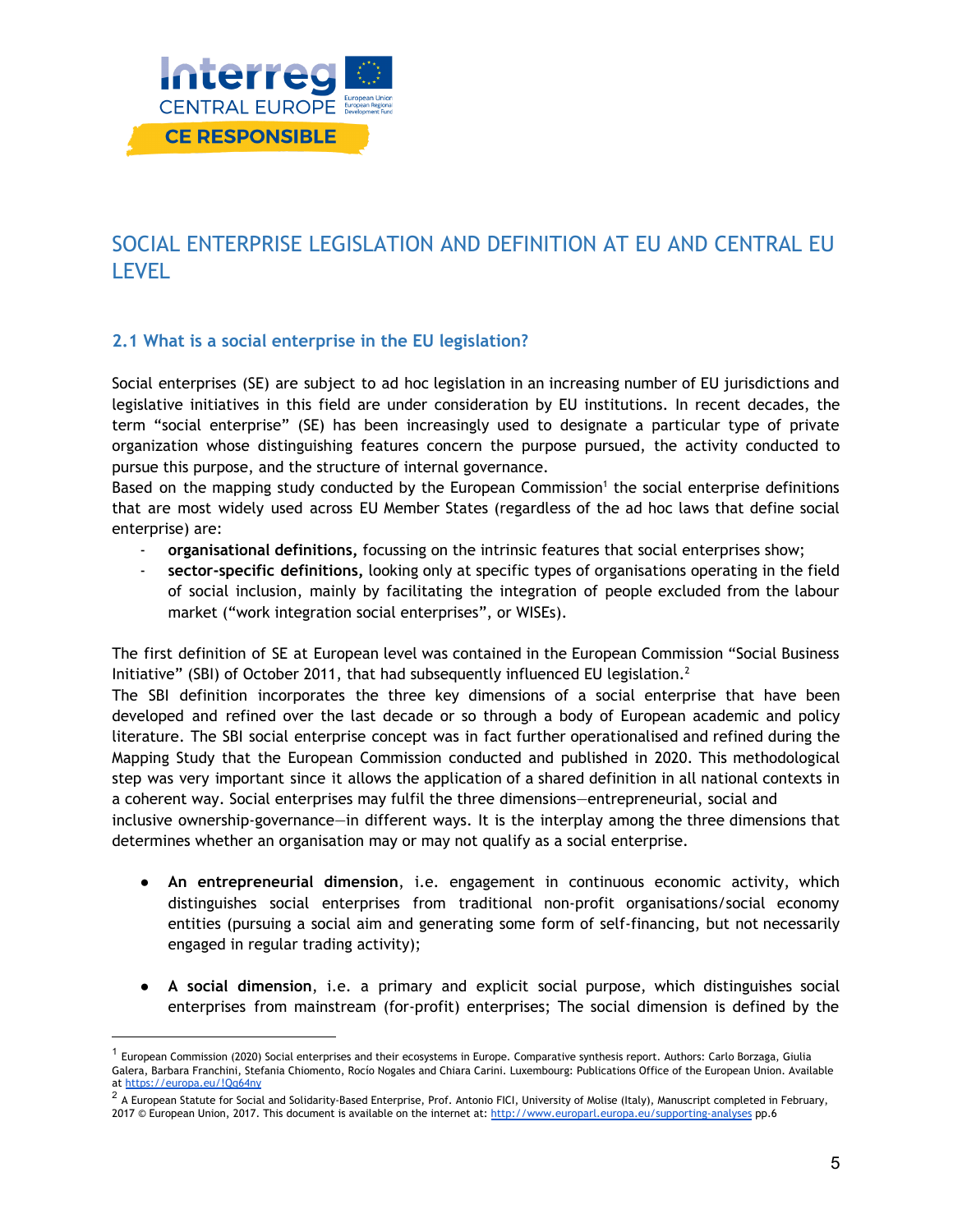# SOCIAL ENTERPRISE LEGISLATION AND DEFINITION AT EU AND CENTRAL EU LEVEL

## 2.1 What is a social enterprise in the EU legislation?

Social enterprises (SE) are subject to ad hoc legislation in an increasing number of EU jurisdictions and legislative initiatives in this field are under consideration by EU institutions. In recent decades, the term "social enterprise" (SE) has been increasingly used to designate a particular type of private organization whose distinguishing features concern the purpose pursued, the activity conducted to pursue this purpose, and the structure of internal governance.

Based on the mapping study conducted by the European Commission[1] the social enterprise definitions that are most widely used across EU Member States (regardless of the ad hoc laws that define social enterprise) are:

- **organisational definitions,** focussing on the intrinsic features that social enterprises show;
- **sector-specific definitions,** looking only at specific types of organisations operating in the field of social inclusion, mainly by facilitating the integration of people excluded from the labour market ("work integration social enterprises", or WISEs).

The first definition of SE at European level was contained in the European Commission "Social Business Initiative" (SBI) of October 2011, that had subsequently influenced EU legislation.[2]

The SBI definition incorporates the three key dimensions of a social enterprise that have been developed and refined over the last decade or so through a body of European academic and policy literature. The SBI social enterprise concept was in fact further operationalised and refined during the Mapping Study that the European Commission conducted and published in 2020. This methodological step was very important since it allows the application of a shared definition in all national contexts in a coherent way. Social enterprises may fulfil the three dimensions—entrepreneurial, social and inclusive ownership-governance—in different ways. It is the interplay among the three dimensions that determines whether an organisation may or may not qualify as a social enterprise.

- **An entrepreneurial dimension**, i.e. engagement in continuous economic activity, which distinguishes social enterprises from traditional non-profit organisations/social economy entities (pursuing a social aim and generating some form of self-financing, but not necessarily engaged in regular trading activity);
- **A social dimension**, i.e. a primary and explicit social purpose, which distinguishes social enterprises from mainstream (for-profit) enterprises; The social dimension is defined by the

---

[1] European Commission (2020) Social enterprises and their ecosystems in Europe. Comparative synthesis report. Authors: Carlo Borzaga, Giulia Galera, Barbara Franchini, Stefania Chiomento, Rocío Nogales and Chiara Carini. Luxembourg: Publications Office of the European Union. Available at https://europa.eu/!Qq64ny

[2] A European Statute for Social and Solidarity-Based Enterprise, Prof. Antonio FICI, University of Molise (Italy), Manuscript completed in February, 2017 © European Union, 2017. This document is available on the internet at: http://www.europarl.europa.eu/supporting-analyses pp.6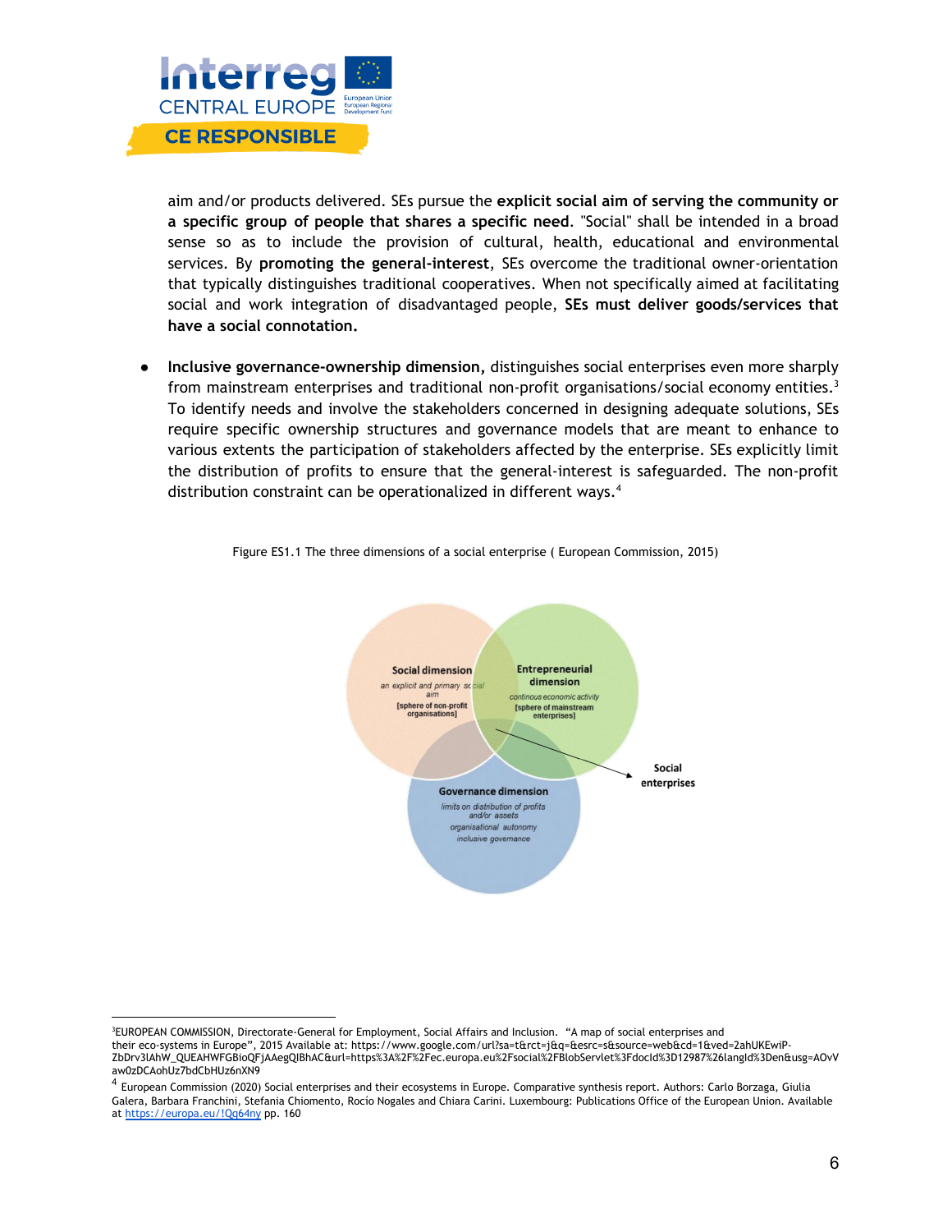aim and/or products delivered. SEs pursue the **explicit social aim of serving the community or a specific group of people that shares a specific need**. "Social" shall be intended in a broad sense so as to include the provision of cultural, health, educational and environmental services. By **promoting the general-interest**, SEs overcome the traditional owner-orientation that typically distinguishes traditional cooperatives. When not specifically aimed at facilitating social and work integration of disadvantaged people, **SEs must deliver goods/services that have a social connotation.**

- **Inclusive governance-ownership dimension,** distinguishes social enterprises even more sharply from mainstream enterprises and traditional non-profit organisations/social economy entities.[3] To identify needs and involve the stakeholders concerned in designing adequate solutions, SEs require specific ownership structures and governance models that are meant to enhance to various extents the participation of stakeholders affected by the enterprise. SEs explicitly limit the distribution of profits to ensure that the general-interest is safeguarded. The non-profit distribution constraint can be operationalized in different ways.[4]

Figure ES1.1 The three dimensions of a social enterprise ( European Commission, 2015)

Social dimension
an explicit and primary social aim
[sphere of non-profit organisations]

Entrepreneurial dimension
continous economic activity
[sphere of mainstream enterprises]

Governance dimension
limits on distribution of profits and/or assets
organisational autonomy
inclusive governance

Social enterprises

---

[3]EUROPEAN COMMISSION, Directorate-General for Employment, Social Affairs and Inclusion. "A map of social enterprises and their eco-systems in Europe", 2015 Available at: https://www.google.com/url?sa=t&rct=j&q=&esrc=s&source=web&cd=1&ved=2ahUKEwiP-ZbDrv3lAhW_QUEAHWFGBioQFjAAegQIBhAC&url=https%3A%2F%2Fec.europa.eu%2Fsocial%2FBlobServlet%3FdocId%3D12987%26langId%3Den&usg=AOvVaw0zDCAohUz7bdCbHUz6nXN9

[4] European Commission (2020) Social enterprises and their ecosystems in Europe. Comparative synthesis report. Authors: Carlo Borzaga, Giulia Galera, Barbara Franchini, Stefania Chiomento, Rocío Nogales and Chiara Carini. Luxembourg: Publications Office of the European Union. Available at https://europa.eu/!Qq64ny pp. 160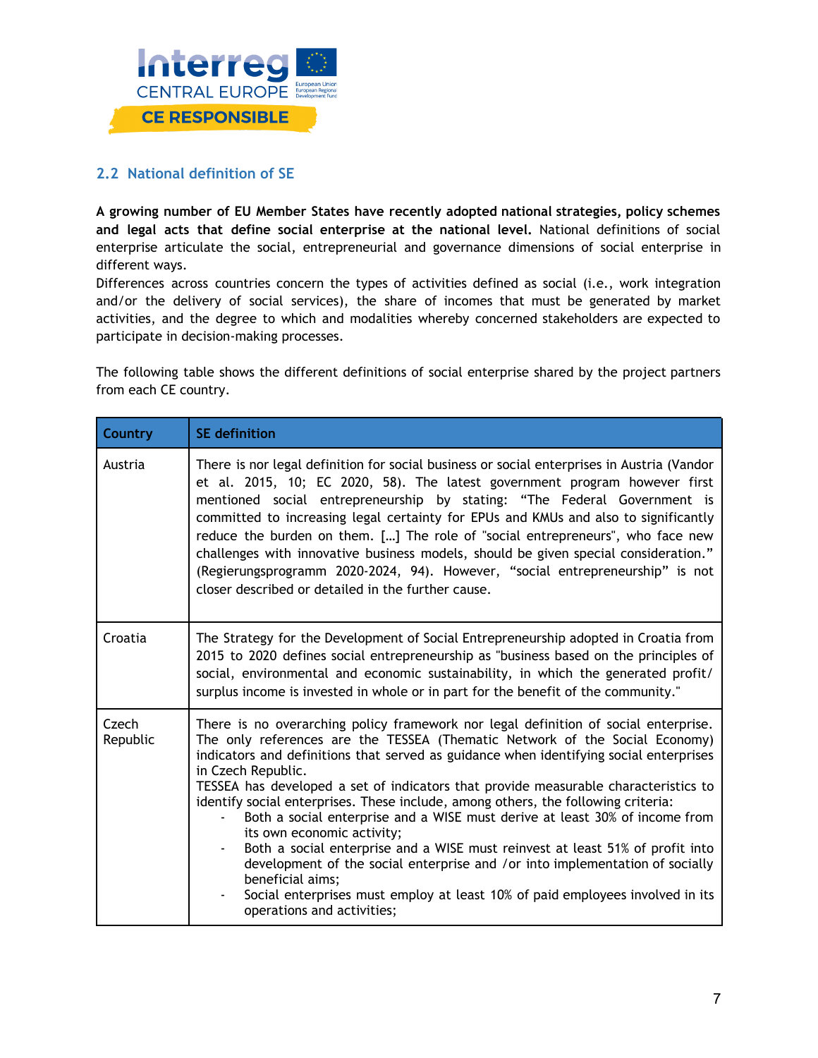## 2.2 National definition of SE

**A growing number of EU Member States have recently adopted national strategies, policy schemes and legal acts that define social enterprise at the national level.** National definitions of social enterprise articulate the social, entrepreneurial and governance dimensions of social enterprise in different ways.

Differences across countries concern the types of activities defined as social (i.e., work integration and/or the delivery of social services), the share of incomes that must be generated by market activities, and the degree to which and modalities whereby concerned stakeholders are expected to participate in decision-making processes.

The following table shows the different definitions of social enterprise shared by the project partners from each CE country.

| Country | SE definition |
|---|---|
| Austria | There is nor legal definition for social business or social enterprises in Austria (Vandor et al. 2015, 10; EC 2020, 58). The latest government program however first mentioned social entrepreneurship by stating: "The Federal Government is committed to increasing legal certainty for EPUs and KMUs and also to significantly reduce the burden on them. […] The role of "social entrepreneurs", who face new challenges with innovative business models, should be given special consideration." (Regierungsprogramm 2020-2024, 94). However, "social entrepreneurship" is not closer described or detailed in the further cause. |
| Croatia | The Strategy for the Development of Social Entrepreneurship adopted in Croatia from 2015 to 2020 defines social entrepreneurship as "business based on the principles of social, environmental and economic sustainability, in which the generated profit/ surplus income is invested in whole or in part for the benefit of the community." |
| Czech Republic | There is no overarching policy framework nor legal definition of social enterprise. The only references are the TESSEA (Thematic Network of the Social Economy) indicators and definitions that served as guidance when identifying social enterprises in Czech Republic.<br>TESSEA has developed a set of indicators that provide measurable characteristics to identify social enterprises. These include, among others, the following criteria:<br>- Both a social enterprise and a WISE must derive at least 30% of income from its own economic activity;<br>- Both a social enterprise and a WISE must reinvest at least 51% of profit into development of the social enterprise and /or into implementation of socially beneficial aims;<br>- Social enterprises must employ at least 10% of paid employees involved in its operations and activities; |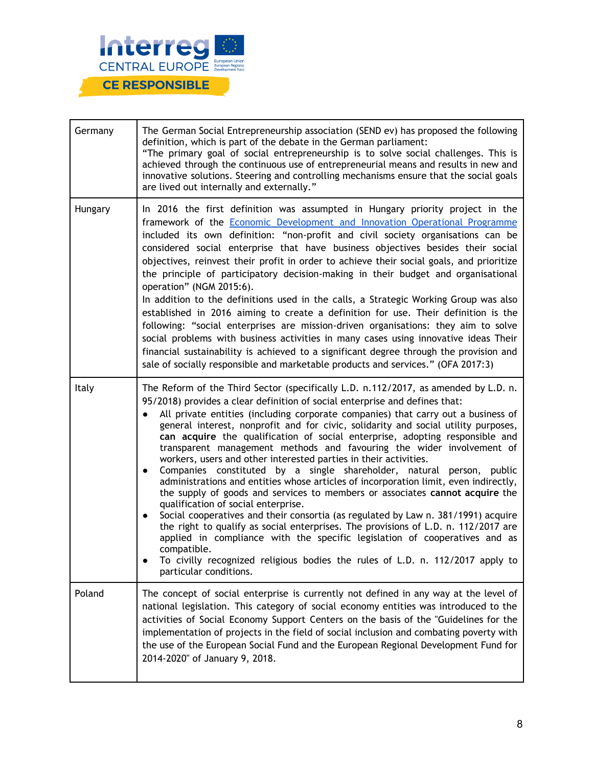| | |
|---|---|
| Germany | The German Social Entrepreneurship association (SEND ev) has proposed the following definition, which is part of the debate in the German parliament:<br>“The primary goal of social entrepreneurship is to solve social challenges. This is achieved through the continuous use of entrepreneurial means and results in new and innovative solutions. Steering and controlling mechanisms ensure that the social goals are lived out internally and externally.” |
| Hungary | In 2016 the first definition was assumpted in Hungary priority project in the framework of the Economic Development and Innovation Operational Programme included its own definition: “non-profit and civil society organisations can be considered social enterprise that have business objectives besides their social objectives, reinvest their profit in order to achieve their social goals, and prioritize the principle of participatory decision-making in their budget and organisational operation” (NGM 2015:6).<br>In addition to the definitions used in the calls, a Strategic Working Group was also established in 2016 aiming to create a definition for use. Their definition is the following: “social enterprises are mission-driven organisations: they aim to solve social problems with business activities in many cases using innovative ideas Their financial sustainability is achieved to a significant degree through the provision and sale of socially responsible and marketable products and services.” (OFA 2017:3) |
| Italy | The Reform of the Third Sector (specifically L.D. n.112/2017, as amended by L.D. n. 95/2018) provides a clear definition of social enterprise and defines that:<br>• All private entities (including corporate companies) that carry out a business of general interest, nonprofit and for civic, solidarity and social utility purposes, **can acquire** the qualification of social enterprise, adopting responsible and transparent management methods and favouring the wider involvement of workers, users and other interested parties in their activities.<br>• Companies constituted by a single shareholder, natural person, public administrations and entities whose articles of incorporation limit, even indirectly, the supply of goods and services to members or associates **cannot acquire** the qualification of social enterprise.<br>• Social cooperatives and their consortia (as regulated by Law n. 381/1991) acquire the right to qualify as social enterprises. The provisions of L.D. n. 112/2017 are applied in compliance with the specific legislation of cooperatives and as compatible.<br>• To civilly recognized religious bodies the rules of L.D. n. 112/2017 apply to particular conditions. |
| Poland | The concept of social enterprise is currently not defined in any way at the level of national legislation. This category of social economy entities was introduced to the activities of Social Economy Support Centers on the basis of the "Guidelines for the implementation of projects in the field of social inclusion and combating poverty with the use of the European Social Fund and the European Regional Development Fund for 2014-2020" of January 9, 2018. |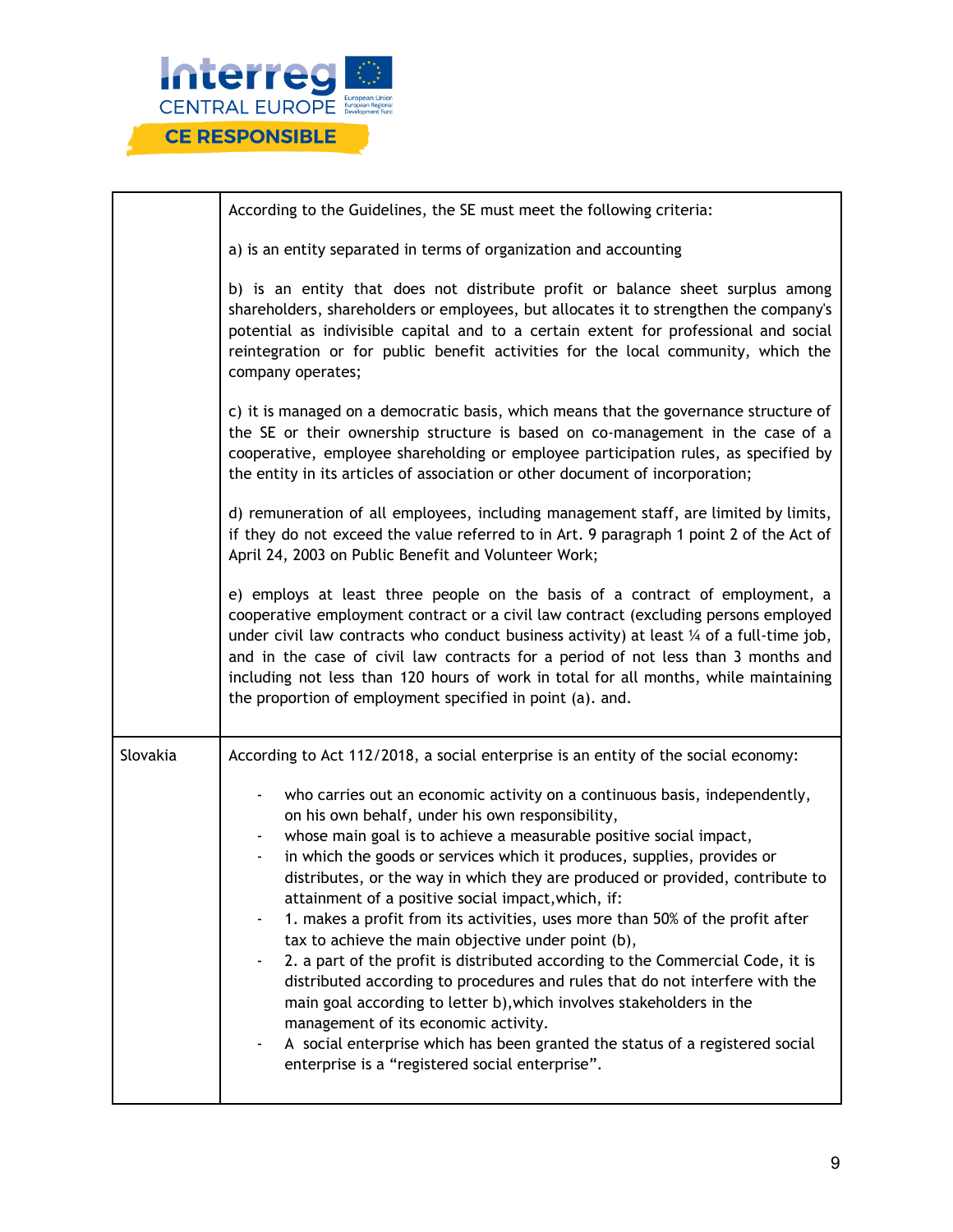| | |
|---|---|
| | According to the Guidelines, the SE must meet the following criteria:<br><br>a) is an entity separated in terms of organization and accounting<br><br>b) is an entity that does not distribute profit or balance sheet surplus among shareholders, shareholders or employees, but allocates it to strengthen the company's potential as indivisible capital and to a certain extent for professional and social reintegration or for public benefit activities for the local community, which the company operates;<br><br>c) it is managed on a democratic basis, which means that the governance structure of the SE or their ownership structure is based on co-management in the case of a cooperative, employee shareholding or employee participation rules, as specified by the entity in its articles of association or other document of incorporation;<br><br>d) remuneration of all employees, including management staff, are limited by limits, if they do not exceed the value referred to in Art. 9 paragraph 1 point 2 of the Act of April 24, 2003 on Public Benefit and Volunteer Work;<br><br>e) employs at least three people on the basis of a contract of employment, a cooperative employment contract or a civil law contract (excluding persons employed under civil law contracts who conduct business activity) at least ¼ of a full-time job, and in the case of civil law contracts for a period of not less than 3 months and including not less than 120 hours of work in total for all months, while maintaining the proportion of employment specified in point (a). and. |
| Slovakia | According to Act 112/2018, a social enterprise is an entity of the social economy:<br><br>- who carries out an economic activity on a continuous basis, independently, on his own behalf, under his own responsibility,<br>- whose main goal is to achieve a measurable positive social impact,<br>- in which the goods or services which it produces, supplies, provides or distributes, or the way in which they are produced or provided, contribute to attainment of a positive social impact,which, if:<br>- 1. makes a profit from its activities, uses more than 50% of the profit after tax to achieve the main objective under point (b),<br>- 2. a part of the profit is distributed according to the Commercial Code, it is distributed according to procedures and rules that do not interfere with the main goal according to letter b),which involves stakeholders in the management of its economic activity.<br>- A social enterprise which has been granted the status of a registered social enterprise is a "registered social enterprise". |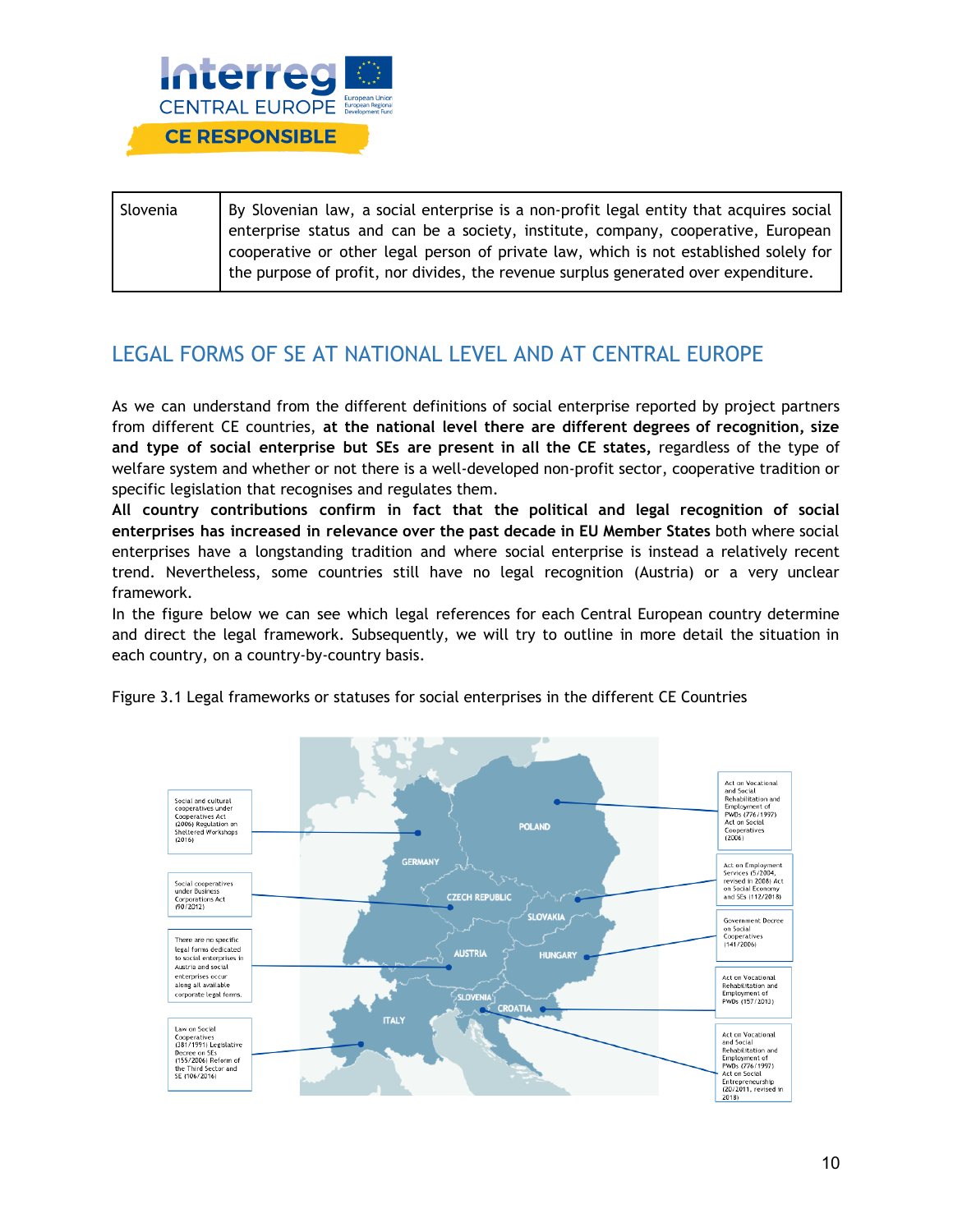| Slovenia | By Slovenian law, a social enterprise is a non-profit legal entity that acquires social enterprise status and can be a society, institute, company, cooperative, European cooperative or other legal person of private law, which is not established solely for the purpose of profit, nor divides, the revenue surplus generated over expenditure. |
|---|---|

## LEGAL FORMS OF SE AT NATIONAL LEVEL AND AT CENTRAL EUROPE

As we can understand from the different definitions of social enterprise reported by project partners from different CE countries, **at the national level there are different degrees of recognition, size and type of social enterprise but SEs are present in all the CE states,** regardless of the type of welfare system and whether or not there is a well-developed non-profit sector, cooperative tradition or specific legislation that recognises and regulates them.

**All country contributions confirm in fact that the political and legal recognition of social enterprises has increased in relevance over the past decade in EU Member States** both where social enterprises have a longstanding tradition and where social enterprise is instead a relatively recent trend. Nevertheless, some countries still have no legal recognition (Austria) or a very unclear framework.

In the figure below we can see which legal references for each Central European country determine and direct the legal framework. Subsequently, we will try to outline in more detail the situation in each country, on a country-by-country basis.

Figure 3.1 Legal frameworks or statuses for social enterprises in the different CE Countries

- **Germany**: Social and cultural cooperatives under Cooperatives Act (2006) Regulation on Sheltered Workshops (2016)
- **Czech Republic**: Social cooperatives under Business Corporations Act (90/2012)
- **Austria**: There are no specific legal forms dedicated to social enterprises in Austria and social enterprises occur along all available corporate legal forms.
- **Italy**: Law on Social Cooperatives (381/1991) Legislative Decree on SEs (155/2006) Reform of the Third Sector and SE (106/2016)
- **Poland**: Act on Vocational and Social Rehabilitation and Employment of PWDs (776/1997) Act on Social Cooperatives (2006)
- **Slovakia**: Act on Employment Services (5/2004, revised in 2008) Act on Social Economy and SEs (112/2018)
- **Hungary**: Government Decree on Social Cooperatives (141/2006)
- **Croatia**: Act on Vocational Rehabilitation and Employment of PWDs (157/2013)
- **Slovenia**: Act on Vocational and Social Rehabilitation and Employment of PWDs (776/1997) Act on Social Entrepreneurship (20/2011, revised in 2018)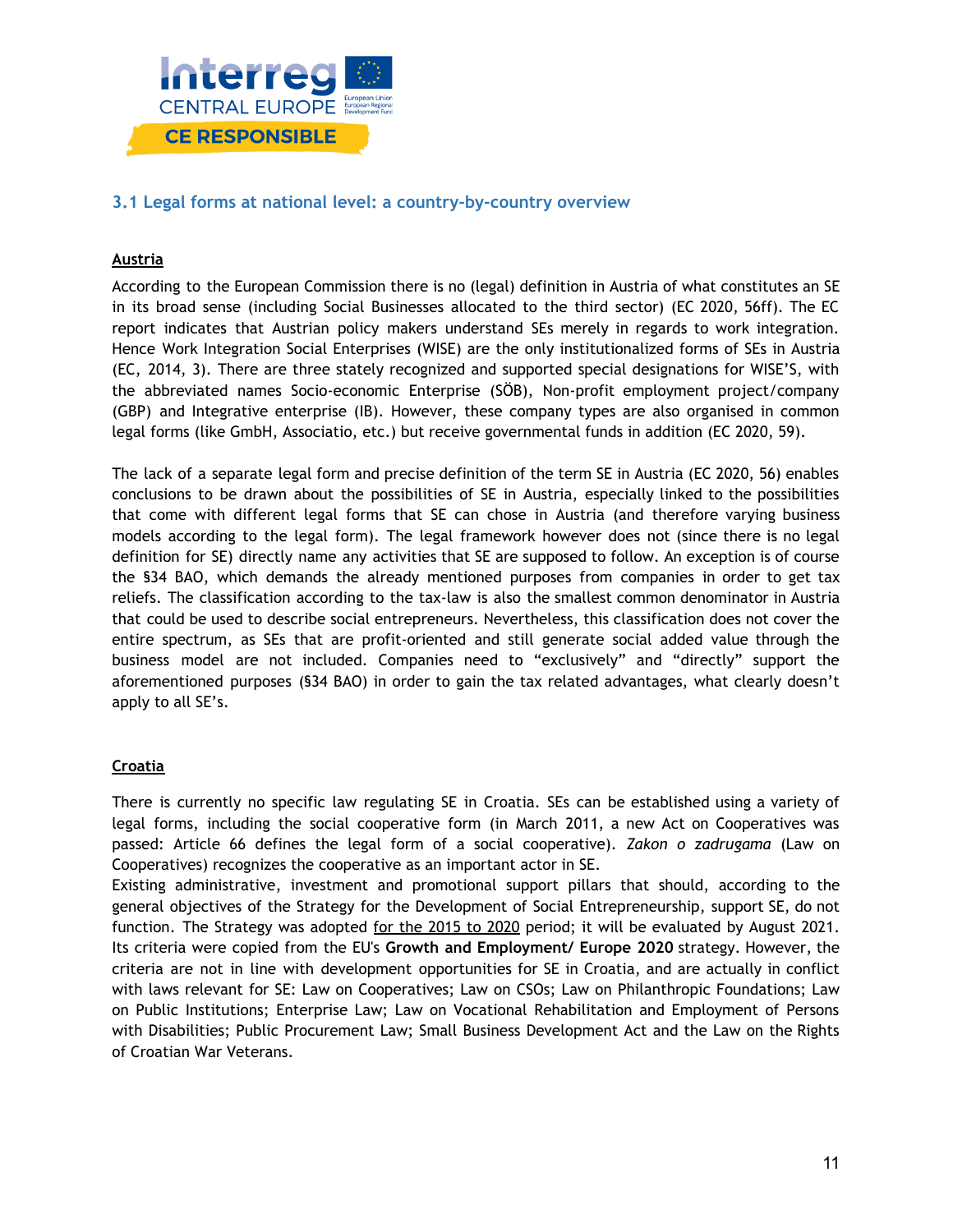### 3.1 Legal forms at national level: a country-by-country overview

**Austria**

According to the European Commission there is no (legal) definition in Austria of what constitutes an SE in its broad sense (including Social Businesses allocated to the third sector) (EC 2020, 56ff). The EC report indicates that Austrian policy makers understand SEs merely in regards to work integration. Hence Work Integration Social Enterprises (WISE) are the only institutionalized forms of SEs in Austria (EC, 2014, 3). There are three stately recognized and supported special designations for WISE'S, with the abbreviated names Socio-economic Enterprise (SÖB), Non-profit employment project/company (GBP) and Integrative enterprise (IB). However, these company types are also organised in common legal forms (like GmbH, Associatio, etc.) but receive governmental funds in addition (EC 2020, 59).

The lack of a separate legal form and precise definition of the term SE in Austria (EC 2020, 56) enables conclusions to be drawn about the possibilities of SE in Austria, especially linked to the possibilities that come with different legal forms that SE can chose in Austria (and therefore varying business models according to the legal form). The legal framework however does not (since there is no legal definition for SE) directly name any activities that SE are supposed to follow. An exception is of course the §34 BAO, which demands the already mentioned purposes from companies in order to get tax reliefs. The classification according to the tax-law is also the smallest common denominator in Austria that could be used to describe social entrepreneurs. Nevertheless, this classification does not cover the entire spectrum, as SEs that are profit-oriented and still generate social added value through the business model are not included. Companies need to "exclusively" and "directly" support the aforementioned purposes (§34 BAO) in order to gain the tax related advantages, what clearly doesn't apply to all SE's.

**Croatia**

There is currently no specific law regulating SE in Croatia. SEs can be established using a variety of legal forms, including the social cooperative form (in March 2011, a new Act on Cooperatives was passed: Article 66 defines the legal form of a social cooperative). *Zakon o zadrugama* (Law on Cooperatives) recognizes the cooperative as an important actor in SE.
Existing administrative, investment and promotional support pillars that should, according to the general objectives of the Strategy for the Development of Social Entrepreneurship, support SE, do not function. The Strategy was adopted for the 2015 to 2020 period; it will be evaluated by August 2021. Its criteria were copied from the EU's **Growth and Employment/ Europe 2020** strategy. However, the criteria are not in line with development opportunities for SE in Croatia, and are actually in conflict with laws relevant for SE: Law on Cooperatives; Law on CSOs; Law on Philanthropic Foundations; Law on Public Institutions; Enterprise Law; Law on Vocational Rehabilitation and Employment of Persons with Disabilities; Public Procurement Law; Small Business Development Act and the Law on the Rights of Croatian War Veterans.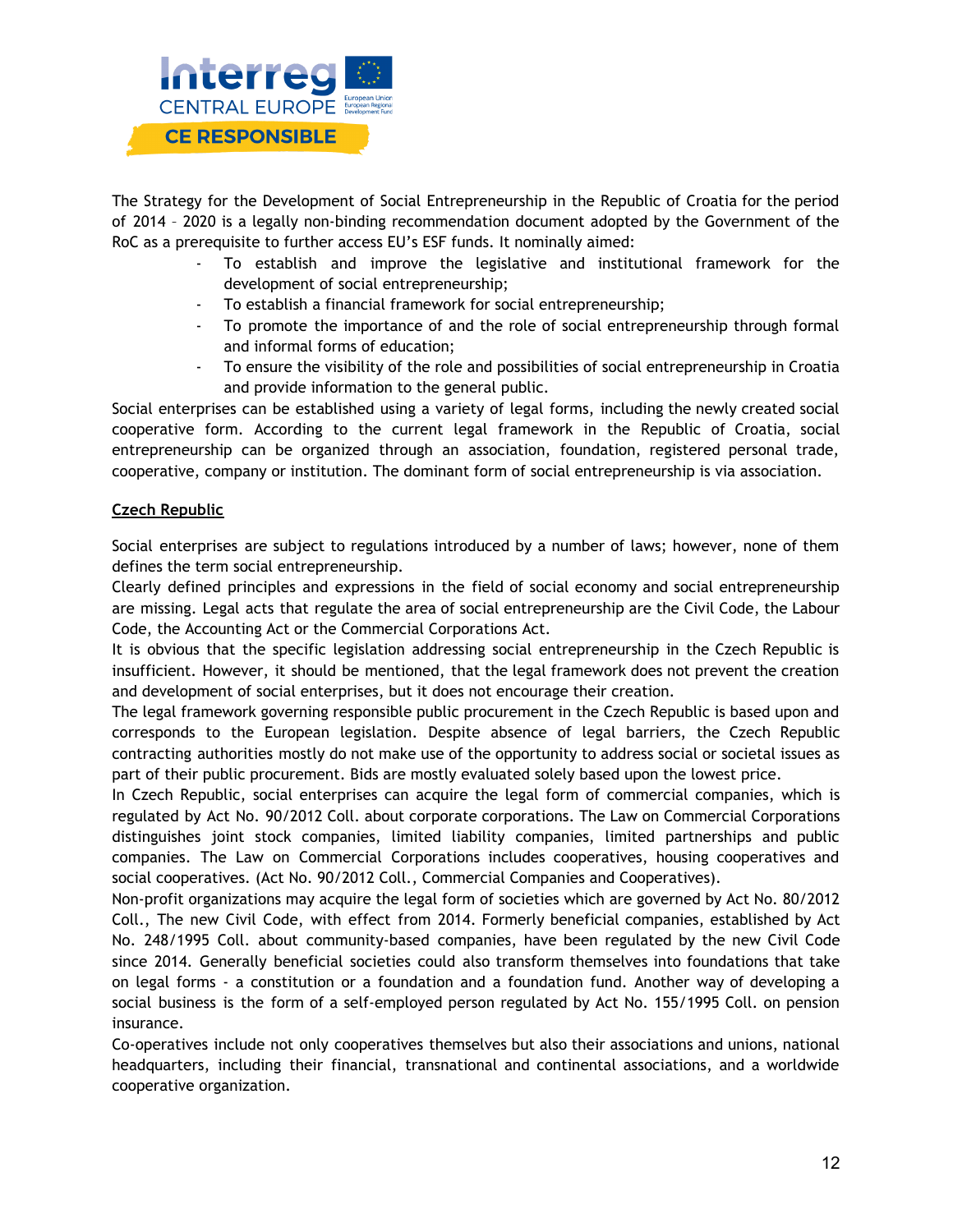The Strategy for the Development of Social Entrepreneurship in the Republic of Croatia for the period of 2014 – 2020 is a legally non-binding recommendation document adopted by the Government of the RoC as a prerequisite to further access EU's ESF funds. It nominally aimed:

- To establish and improve the legislative and institutional framework for the development of social entrepreneurship;
- To establish a financial framework for social entrepreneurship;
- To promote the importance of and the role of social entrepreneurship through formal and informal forms of education;
- To ensure the visibility of the role and possibilities of social entrepreneurship in Croatia and provide information to the general public.

Social enterprises can be established using a variety of legal forms, including the newly created social cooperative form. According to the current legal framework in the Republic of Croatia, social entrepreneurship can be organized through an association, foundation, registered personal trade, cooperative, company or institution. The dominant form of social entrepreneurship is via association.

## Czech Republic

Social enterprises are subject to regulations introduced by a number of laws; however, none of them defines the term social entrepreneurship.

Clearly defined principles and expressions in the field of social economy and social entrepreneurship are missing. Legal acts that regulate the area of social entrepreneurship are the Civil Code, the Labour Code, the Accounting Act or the Commercial Corporations Act.

It is obvious that the specific legislation addressing social entrepreneurship in the Czech Republic is insufficient. However, it should be mentioned, that the legal framework does not prevent the creation and development of social enterprises, but it does not encourage their creation.

The legal framework governing responsible public procurement in the Czech Republic is based upon and corresponds to the European legislation. Despite absence of legal barriers, the Czech Republic contracting authorities mostly do not make use of the opportunity to address social or societal issues as part of their public procurement. Bids are mostly evaluated solely based upon the lowest price.

In Czech Republic, social enterprises can acquire the legal form of commercial companies, which is regulated by Act No. 90/2012 Coll. about corporate corporations. The Law on Commercial Corporations distinguishes joint stock companies, limited liability companies, limited partnerships and public companies. The Law on Commercial Corporations includes cooperatives, housing cooperatives and social cooperatives. (Act No. 90/2012 Coll., Commercial Companies and Cooperatives).

Non-profit organizations may acquire the legal form of societies which are governed by Act No. 80/2012 Coll., The new Civil Code, with effect from 2014. Formerly beneficial companies, established by Act No. 248/1995 Coll. about community-based companies, have been regulated by the new Civil Code since 2014. Generally beneficial societies could also transform themselves into foundations that take on legal forms - a constitution or a foundation and a foundation fund. Another way of developing a social business is the form of a self-employed person regulated by Act No. 155/1995 Coll. on pension insurance.

Co-operatives include not only cooperatives themselves but also their associations and unions, national headquarters, including their financial, transnational and continental associations, and a worldwide cooperative organization.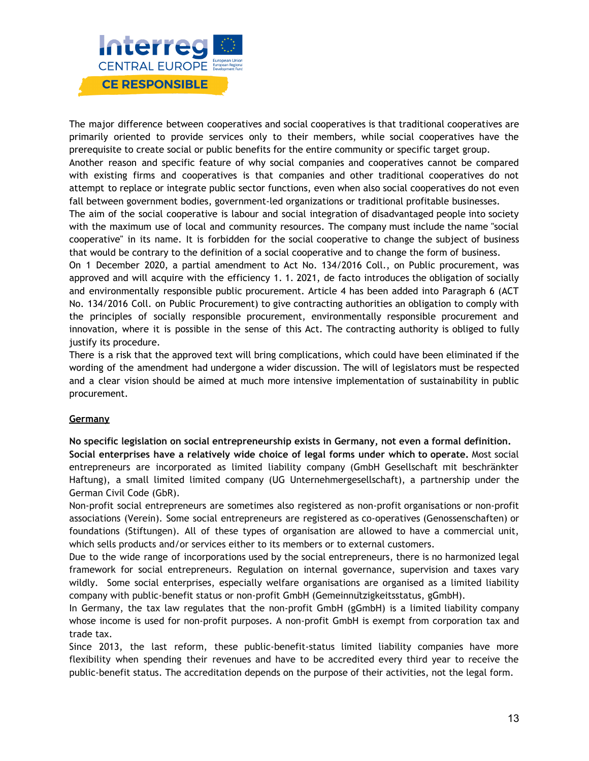The major difference between cooperatives and social cooperatives is that traditional cooperatives are primarily oriented to provide services only to their members, while social cooperatives have the prerequisite to create social or public benefits for the entire community or specific target group.

Another reason and specific feature of why social companies and cooperatives cannot be compared with existing firms and cooperatives is that companies and other traditional cooperatives do not attempt to replace or integrate public sector functions, even when also social cooperatives do not even fall between government bodies, government-led organizations or traditional profitable businesses.

The aim of the social cooperative is labour and social integration of disadvantaged people into society with the maximum use of local and community resources. The company must include the name "social cooperative" in its name. It is forbidden for the social cooperative to change the subject of business that would be contrary to the definition of a social cooperative and to change the form of business.

On 1 December 2020, a partial amendment to Act No. 134/2016 Coll., on Public procurement, was approved and will acquire with the efficiency 1. 1. 2021, de facto introduces the obligation of socially and environmentally responsible public procurement. Article 4 has been added into Paragraph 6 (ACT No. 134/2016 Coll. on Public Procurement) to give contracting authorities an obligation to comply with the principles of socially responsible procurement, environmentally responsible procurement and innovation, where it is possible in the sense of this Act. The contracting authority is obliged to fully justify its procedure.

There is a risk that the approved text will bring complications, which could have been eliminated if the wording of the amendment had undergone a wider discussion. The will of legislators must be respected and a clear vision should be aimed at much more intensive implementation of sustainability in public procurement.

## Germany

**No specific legislation on social entrepreneurship exists in Germany, not even a formal definition.**

**Social enterprises have a relatively wide choice of legal forms under which to operate.** Most social entrepreneurs are incorporated as limited liability company (GmbH Gesellschaft mit beschränkter Haftung), a small limited limited company (UG Unternehmergesellschaft), a partnership under the German Civil Code (GbR).

Non-profit social entrepreneurs are sometimes also registered as non-profit organisations or non-profit associations (Verein). Some social entrepreneurs are registered as co-operatives (Genossenschaften) or foundations (Stiftungen). All of these types of organisation are allowed to have a commercial unit, which sells products and/or services either to its members or to external customers.

Due to the wide range of incorporations used by the social entrepreneurs, there is no harmonized legal framework for social entrepreneurs. Regulation on internal governance, supervision and taxes vary wildly. Some social enterprises, especially welfare organisations are organised as a limited liability company with public-benefit status or non-profit GmbH (Gemeinnützigkeitsstatus, gGmbH).

In Germany, the tax law regulates that the non-profit GmbH (gGmbH) is a limited liability company whose income is used for non-profit purposes. A non-profit GmbH is exempt from corporation tax and trade tax.

Since 2013, the last reform, these public-benefit-status limited liability companies have more flexibility when spending their revenues and have to be accredited every third year to receive the public-benefit status. The accreditation depends on the purpose of their activities, not the legal form.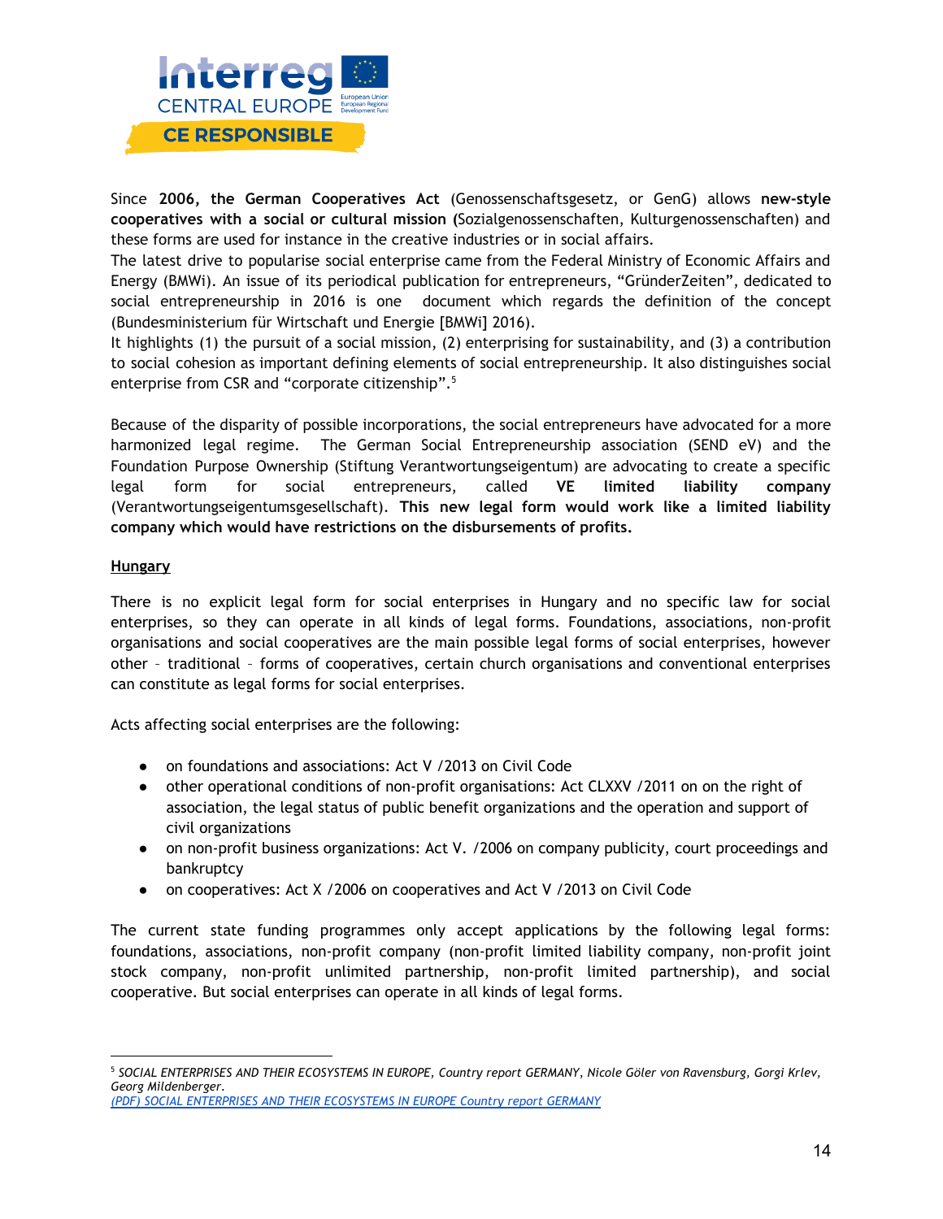Since **2006, the German Cooperatives Act** (Genossenschaftsgesetz, or GenG) allows **new-style cooperatives with a social or cultural mission (**Sozialgenossenschaften, Kulturgenossenschaften) and these forms are used for instance in the creative industries or in social affairs.
The latest drive to popularise social enterprise came from the Federal Ministry of Economic Affairs and Energy (BMWi). An issue of its periodical publication for entrepreneurs, "GründerZeiten", dedicated to social entrepreneurship in 2016 is one document which regards the definition of the concept (Bundesministerium für Wirtschaft und Energie [BMWi] 2016).
It highlights (1) the pursuit of a social mission, (2) enterprising for sustainability, and (3) a contribution to social cohesion as important defining elements of social entrepreneurship. It also distinguishes social enterprise from CSR and "corporate citizenship".[5]

Because of the disparity of possible incorporations, the social entrepreneurs have advocated for a more harmonized legal regime. The German Social Entrepreneurship association (SEND eV) and the Foundation Purpose Ownership (Stiftung Verantwortungseigentum) are advocating to create a specific legal form for social entrepreneurs, called **VE limited liability company** (Verantwortungseigentumsgesellschaft). **This new legal form would work like a limited liability company which would have restrictions on the disbursements of profits.**

__Hungary__

There is no explicit legal form for social enterprises in Hungary and no specific law for social enterprises, so they can operate in all kinds of legal forms. Foundations, associations, non-profit organisations and social cooperatives are the main possible legal forms of social enterprises, however other – traditional – forms of cooperatives, certain church organisations and conventional enterprises can constitute as legal forms for social enterprises.

Acts affecting social enterprises are the following:

- on foundations and associations: Act V /2013 on Civil Code
- other operational conditions of non-profit organisations: Act CLXXV /2011 on on the right of association, the legal status of public benefit organizations and the operation and support of civil organizations
- on non-profit business organizations: Act V. /2006 on company publicity, court proceedings and bankruptcy
- on cooperatives: Act X /2006 on cooperatives and Act V /2013 on Civil Code

The current state funding programmes only accept applications by the following legal forms: foundations, associations, non-profit company (non-profit limited liability company, non-profit joint stock company, non-profit unlimited partnership, non-profit limited partnership), and social cooperative. But social enterprises can operate in all kinds of legal forms.

---

[5] *SOCIAL ENTERPRISES AND THEIR ECOSYSTEMS IN EUROPE, Country report GERMANY, Nicole Göler von Ravensburg, Gorgi Krlev, Georg Mildenberger.*
*(PDF) SOCIAL ENTERPRISES AND THEIR ECOSYSTEMS IN EUROPE Country report GERMANY*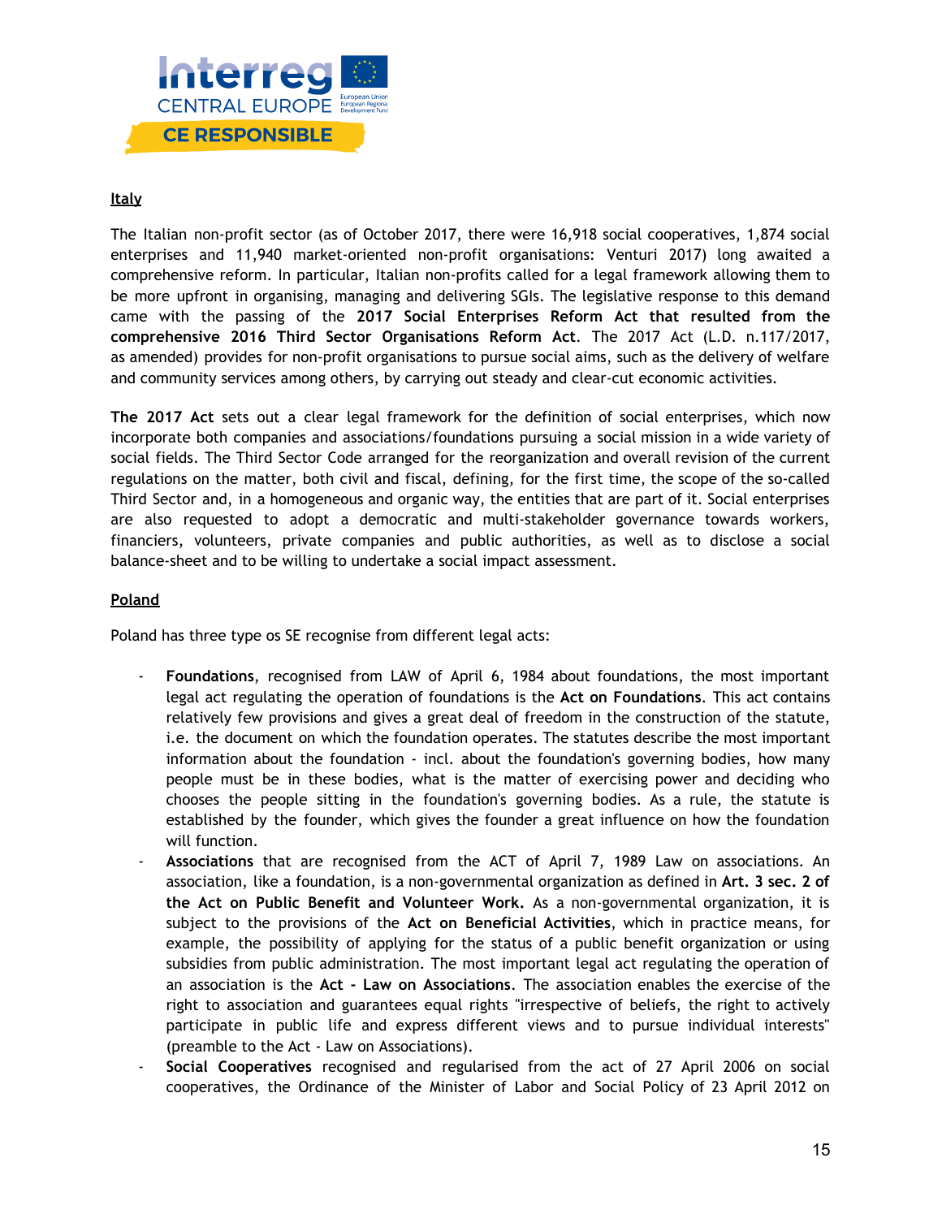## Italy

The Italian non-profit sector (as of October 2017, there were 16,918 social cooperatives, 1,874 social enterprises and 11,940 market-oriented non-profit organisations: Venturi 2017) long awaited a comprehensive reform. In particular, Italian non-profits called for a legal framework allowing them to be more upfront in organising, managing and delivering SGIs. The legislative response to this demand came with the passing of the **2017 Social Enterprises Reform Act that resulted from the comprehensive 2016 Third Sector Organisations Reform Act**. The 2017 Act (L.D. n.117/2017, as amended) provides for non-profit organisations to pursue social aims, such as the delivery of welfare and community services among others, by carrying out steady and clear-cut economic activities.

**The 2017 Act** sets out a clear legal framework for the definition of social enterprises, which now incorporate both companies and associations/foundations pursuing a social mission in a wide variety of social fields. The Third Sector Code arranged for the reorganization and overall revision of the current regulations on the matter, both civil and fiscal, defining, for the first time, the scope of the so-called Third Sector and, in a homogeneous and organic way, the entities that are part of it. Social enterprises are also requested to adopt a democratic and multi-stakeholder governance towards workers, financiers, volunteers, private companies and public authorities, as well as to disclose a social balance-sheet and to be willing to undertake a social impact assessment.

## Poland

Poland has three type os SE recognise from different legal acts:

- **Foundations**, recognised from LAW of April 6, 1984 about foundations, the most important legal act regulating the operation of foundations is the **Act on Foundations**. This act contains relatively few provisions and gives a great deal of freedom in the construction of the statute, i.e. the document on which the foundation operates. The statutes describe the most important information about the foundation - incl. about the foundation's governing bodies, how many people must be in these bodies, what is the matter of exercising power and deciding who chooses the people sitting in the foundation's governing bodies. As a rule, the statute is established by the founder, which gives the founder a great influence on how the foundation will function.
- **Associations** that are recognised from the ACT of April 7, 1989 Law on associations. An association, like a foundation, is a non-governmental organization as defined in **Art. 3 sec. 2 of the Act on Public Benefit and Volunteer Work.** As a non-governmental organization, it is subject to the provisions of the **Act on Beneficial Activities**, which in practice means, for example, the possibility of applying for the status of a public benefit organization or using subsidies from public administration. The most important legal act regulating the operation of an association is the **Act - Law on Associations**. The association enables the exercise of the right to association and guarantees equal rights "irrespective of beliefs, the right to actively participate in public life and express different views and to pursue individual interests" (preamble to the Act - Law on Associations).
- **Social Cooperatives** recognised and regularised from the act of 27 April 2006 on social cooperatives, the Ordinance of the Minister of Labor and Social Policy of 23 April 2012 on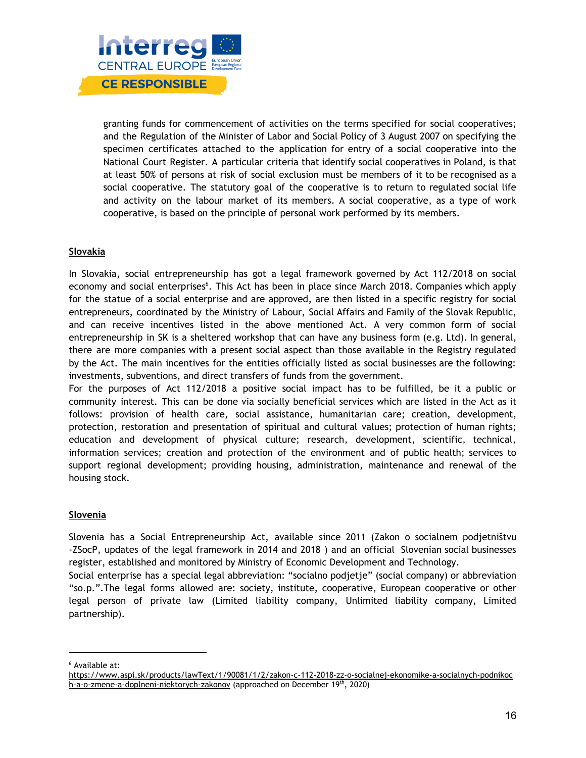granting funds for commencement of activities on the terms specified for social cooperatives; and the Regulation of the Minister of Labor and Social Policy of 3 August 2007 on specifying the specimen certificates attached to the application for entry of a social cooperative into the National Court Register. A particular criteria that identify social cooperatives in Poland, is that at least 50% of persons at risk of social exclusion must be members of it to be recognised as a social cooperative. The statutory goal of the cooperative is to return to regulated social life and activity on the labour market of its members. A social cooperative, as a type of work cooperative, is based on the principle of personal work performed by its members.

## Slovakia

In Slovakia, social entrepreneurship has got a legal framework governed by Act 112/2018 on social economy and social enterprises[6]. This Act has been in place since March 2018. Companies which apply for the statue of a social enterprise and are approved, are then listed in a specific registry for social entrepreneurs, coordinated by the Ministry of Labour, Social Affairs and Family of the Slovak Republic, and can receive incentives listed in the above mentioned Act. A very common form of social entrepreneurship in SK is a sheltered workshop that can have any business form (e.g. Ltd). In general, there are more companies with a present social aspect than those available in the Registry regulated by the Act. The main incentives for the entities officially listed as social businesses are the following: investments, subventions, and direct transfers of funds from the government.

For the purposes of Act 112/2018 a positive social impact has to be fulfilled, be it a public or community interest. This can be done via socially beneficial services which are listed in the Act as it follows: provision of health care, social assistance, humanitarian care; creation, development, protection, restoration and presentation of spiritual and cultural values; protection of human rights; education and development of physical culture; research, development, scientific, technical, information services; creation and protection of the environment and of public health; services to support regional development; providing housing, administration, maintenance and renewal of the housing stock.

## Slovenia

Slovenia has a Social Entrepreneurship Act, available since 2011 (Zakon o socialnem podjetništvu -ZSocP, updates of the legal framework in 2014 and 2018 ) and an official Slovenian social businesses register, established and monitored by Ministry of Economic Development and Technology.

Social enterprise has a special legal abbreviation: "socialno podjetje" (social company) or abbreviation "so.p.".The legal forms allowed are: society, institute, cooperative, European cooperative or other legal person of private law (Limited liability company, Unlimited liability company, Limited partnership).

---

[6] Available at: https://www.aspi.sk/products/lawText/1/90081/1/2/zakon-c-112-2018-zz-o-socialnej-ekonomike-a-socialnych-podnikoch-a-o-zmene-a-doplneni-niektorych-zakonov (approached on December 19th, 2020)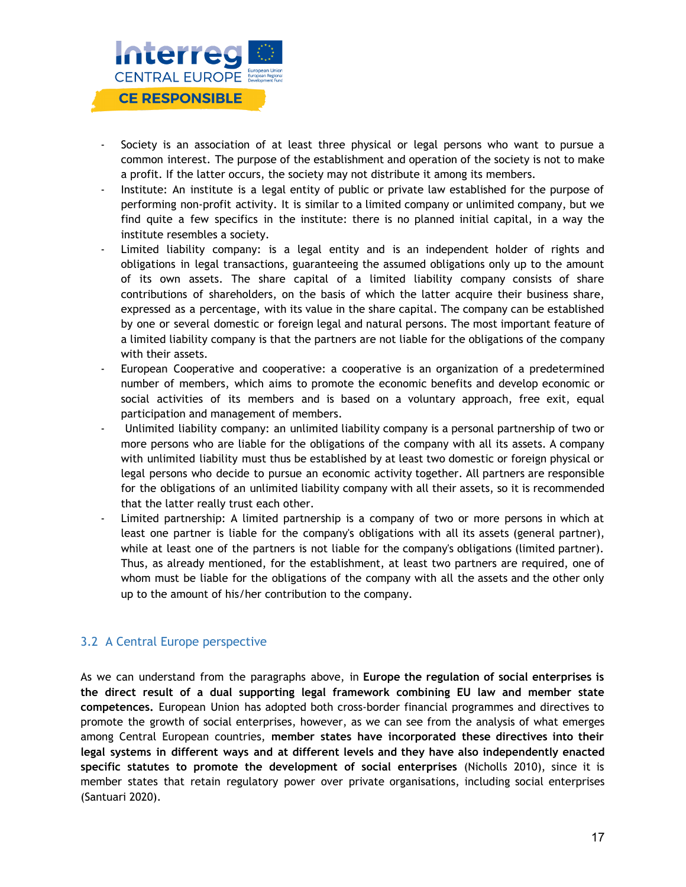- Society is an association of at least three physical or legal persons who want to pursue a common interest. The purpose of the establishment and operation of the society is not to make a profit. If the latter occurs, the society may not distribute it among its members.
- Institute: An institute is a legal entity of public or private law established for the purpose of performing non-profit activity. It is similar to a limited company or unlimited company, but we find quite a few specifics in the institute: there is no planned initial capital, in a way the institute resembles a society.
- Limited liability company: is a legal entity and is an independent holder of rights and obligations in legal transactions, guaranteeing the assumed obligations only up to the amount of its own assets. The share capital of a limited liability company consists of share contributions of shareholders, on the basis of which the latter acquire their business share, expressed as a percentage, with its value in the share capital. The company can be established by one or several domestic or foreign legal and natural persons. The most important feature of a limited liability company is that the partners are not liable for the obligations of the company with their assets.
- European Cooperative and cooperative: a cooperative is an organization of a predetermined number of members, which aims to promote the economic benefits and develop economic or social activities of its members and is based on a voluntary approach, free exit, equal participation and management of members.
- Unlimited liability company: an unlimited liability company is a personal partnership of two or more persons who are liable for the obligations of the company with all its assets. A company with unlimited liability must thus be established by at least two domestic or foreign physical or legal persons who decide to pursue an economic activity together. All partners are responsible for the obligations of an unlimited liability company with all their assets, so it is recommended that the latter really trust each other.
- Limited partnership: A limited partnership is a company of two or more persons in which at least one partner is liable for the company's obligations with all its assets (general partner), while at least one of the partners is not liable for the company's obligations (limited partner). Thus, as already mentioned, for the establishment, at least two partners are required, one of whom must be liable for the obligations of the company with all the assets and the other only up to the amount of his/her contribution to the company.

## 3.2 A Central Europe perspective

As we can understand from the paragraphs above, in **Europe the regulation of social enterprises is the direct result of a dual supporting legal framework combining EU law and member state competences.** European Union has adopted both cross-border financial programmes and directives to promote the growth of social enterprises, however, as we can see from the analysis of what emerges among Central European countries, **member states have incorporated these directives into their legal systems in different ways and at different levels and they have also independently enacted specific statutes to promote the development of social enterprises** (Nicholls 2010), since it is member states that retain regulatory power over private organisations, including social enterprises (Santuari 2020).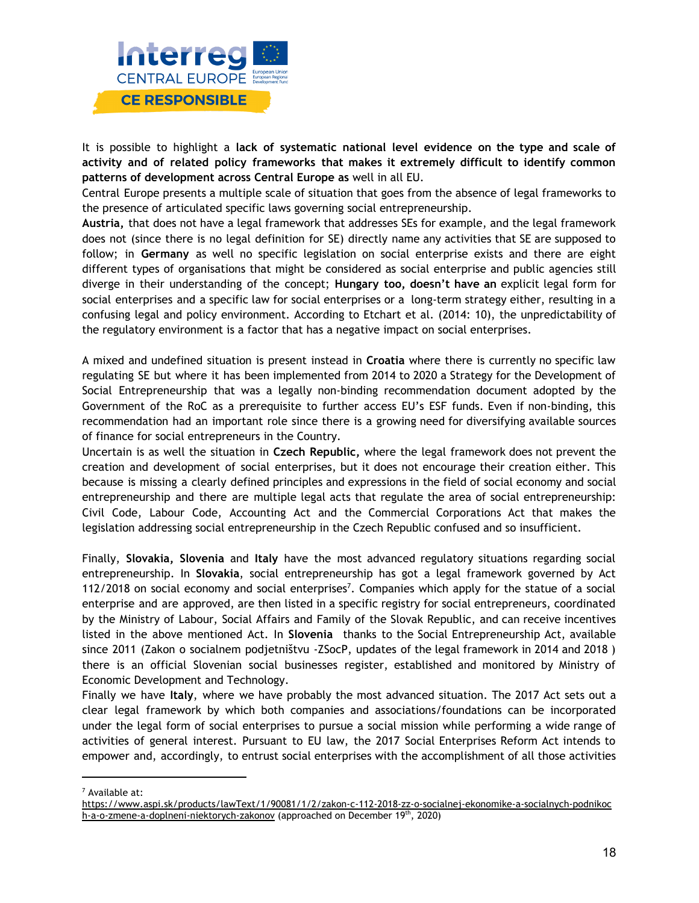It is possible to highlight a **lack of systematic national level evidence on the type and scale of activity and of related policy frameworks that makes it extremely difficult to identify common patterns of development across Central Europe as** well in all EU.

Central Europe presents a multiple scale of situation that goes from the absence of legal frameworks to the presence of articulated specific laws governing social entrepreneurship.

**Austria,** that does not have a legal framework that addresses SEs for example, and the legal framework does not (since there is no legal definition for SE) directly name any activities that SE are supposed to follow; in **Germany** as well no specific legislation on social enterprise exists and there are eight different types of organisations that might be considered as social enterprise and public agencies still diverge in their understanding of the concept; **Hungary too, doesn't have an** explicit legal form for social enterprises and a specific law for social enterprises or a long-term strategy either, resulting in a confusing legal and policy environment. According to Etchart et al. (2014: 10), the unpredictability of the regulatory environment is a factor that has a negative impact on social enterprises.

A mixed and undefined situation is present instead in **Croatia** where there is currently no specific law regulating SE but where it has been implemented from 2014 to 2020 a Strategy for the Development of Social Entrepreneurship that was a legally non-binding recommendation document adopted by the Government of the RoC as a prerequisite to further access EU's ESF funds. Even if non-binding, this recommendation had an important role since there is a growing need for diversifying available sources of finance for social entrepreneurs in the Country.

Uncertain is as well the situation in **Czech Republic,** where the legal framework does not prevent the creation and development of social enterprises, but it does not encourage their creation either. This because is missing a clearly defined principles and expressions in the field of social economy and social entrepreneurship and there are multiple legal acts that regulate the area of social entrepreneurship: Civil Code, Labour Code, Accounting Act and the Commercial Corporations Act that makes the legislation addressing social entrepreneurship in the Czech Republic confused and so insufficient.

Finally, **Slovakia, Slovenia** and **Italy** have the most advanced regulatory situations regarding social entrepreneurship. In **Slovakia**, social entrepreneurship has got a legal framework governed by Act 112/2018 on social economy and social enterprises[7]. Companies which apply for the statue of a social enterprise and are approved, are then listed in a specific registry for social entrepreneurs, coordinated by the Ministry of Labour, Social Affairs and Family of the Slovak Republic, and can receive incentives listed in the above mentioned Act. In **Slovenia** thanks to the Social Entrepreneurship Act, available since 2011 (Zakon o socialnem podjetništvu -ZSocP, updates of the legal framework in 2014 and 2018 ) there is an official Slovenian social businesses register, established and monitored by Ministry of Economic Development and Technology.

Finally we have **Italy**, where we have probably the most advanced situation. The 2017 Act sets out a clear legal framework by which both companies and associations/foundations can be incorporated under the legal form of social enterprises to pursue a social mission while performing a wide range of activities of general interest. Pursuant to EU law, the 2017 Social Enterprises Reform Act intends to empower and, accordingly, to entrust social enterprises with the accomplishment of all those activities

---

[7] Available at: https://www.aspi.sk/products/lawText/1/90081/1/2/zakon-c-112-2018-zz-o-socialnej-ekonomike-a-socialnych-podnikoch-a-o-zmene-a-doplneni-niektorych-zakonov (approached on December 19th, 2020)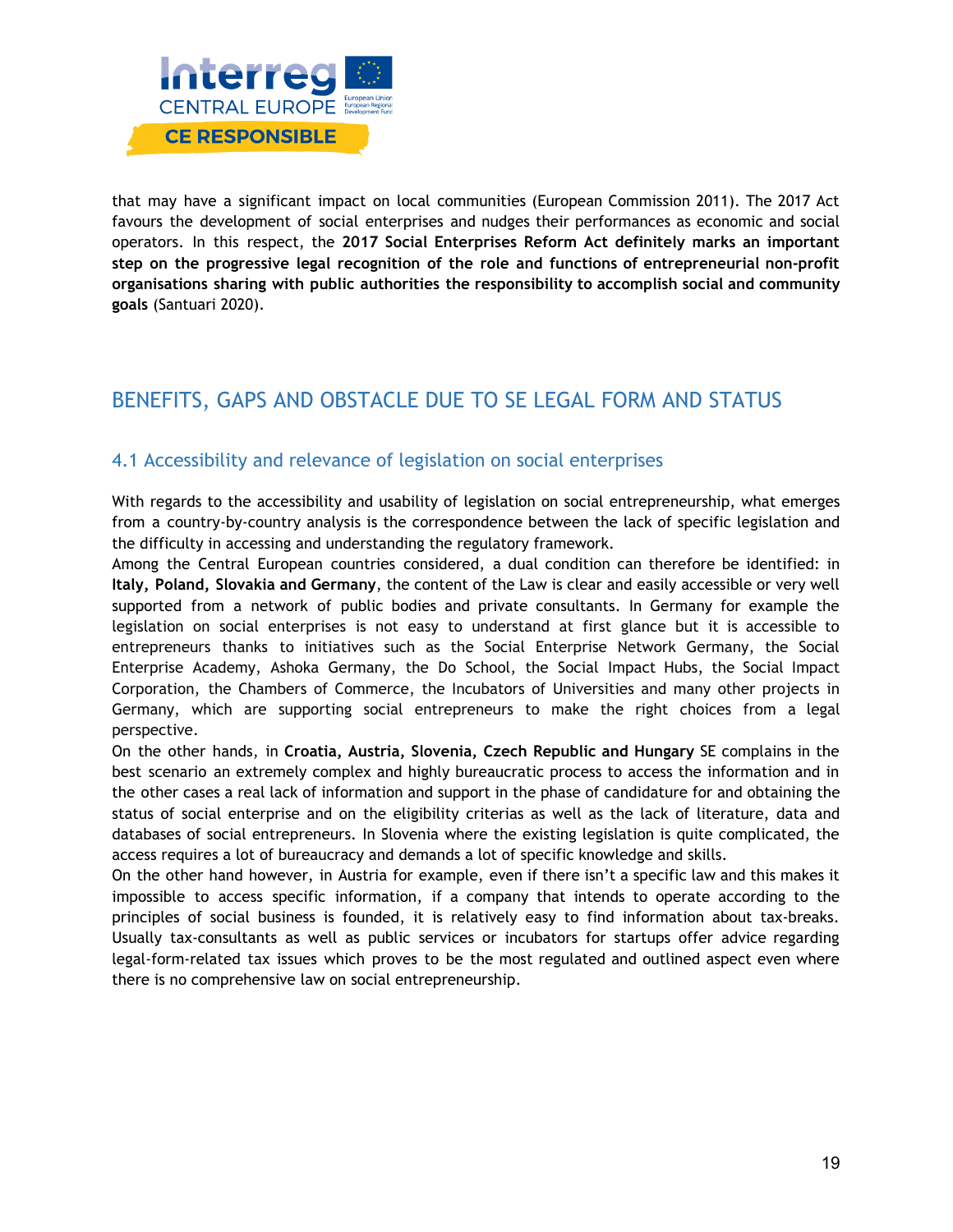that may have a significant impact on local communities (European Commission 2011). The 2017 Act favours the development of social enterprises and nudges their performances as economic and social operators. In this respect, the **2017 Social Enterprises Reform Act definitely marks an important step on the progressive legal recognition of the role and functions of entrepreneurial non-profit organisations sharing with public authorities the responsibility to accomplish social and community goals** (Santuari 2020).

# BENEFITS, GAPS AND OBSTACLE DUE TO SE LEGAL FORM AND STATUS

## 4.1 Accessibility and relevance of legislation on social enterprises

With regards to the accessibility and usability of legislation on social entrepreneurship, what emerges from a country-by-country analysis is the correspondence between the lack of specific legislation and the difficulty in accessing and understanding the regulatory framework.

Among the Central European countries considered, a dual condition can therefore be identified: in **Italy, Poland, Slovakia and Germany**, the content of the Law is clear and easily accessible or very well supported from a network of public bodies and private consultants. In Germany for example the legislation on social enterprises is not easy to understand at first glance but it is accessible to entrepreneurs thanks to initiatives such as the Social Enterprise Network Germany, the Social Enterprise Academy, Ashoka Germany, the Do School, the Social Impact Hubs, the Social Impact Corporation, the Chambers of Commerce, the Incubators of Universities and many other projects in Germany, which are supporting social entrepreneurs to make the right choices from a legal perspective.

On the other hands, in **Croatia, Austria, Slovenia, Czech Republic and Hungary** SE complains in the best scenario an extremely complex and highly bureaucratic process to access the information and in the other cases a real lack of information and support in the phase of candidature for and obtaining the status of social enterprise and on the eligibility criterias as well as the lack of literature, data and databases of social entrepreneurs. In Slovenia where the existing legislation is quite complicated, the access requires a lot of bureaucracy and demands a lot of specific knowledge and skills.

On the other hand however, in Austria for example, even if there isn't a specific law and this makes it impossible to access specific information, if a company that intends to operate according to the principles of social business is founded, it is relatively easy to find information about tax-breaks. Usually tax-consultants as well as public services or incubators for startups offer advice regarding legal-form-related tax issues which proves to be the most regulated and outlined aspect even where there is no comprehensive law on social entrepreneurship.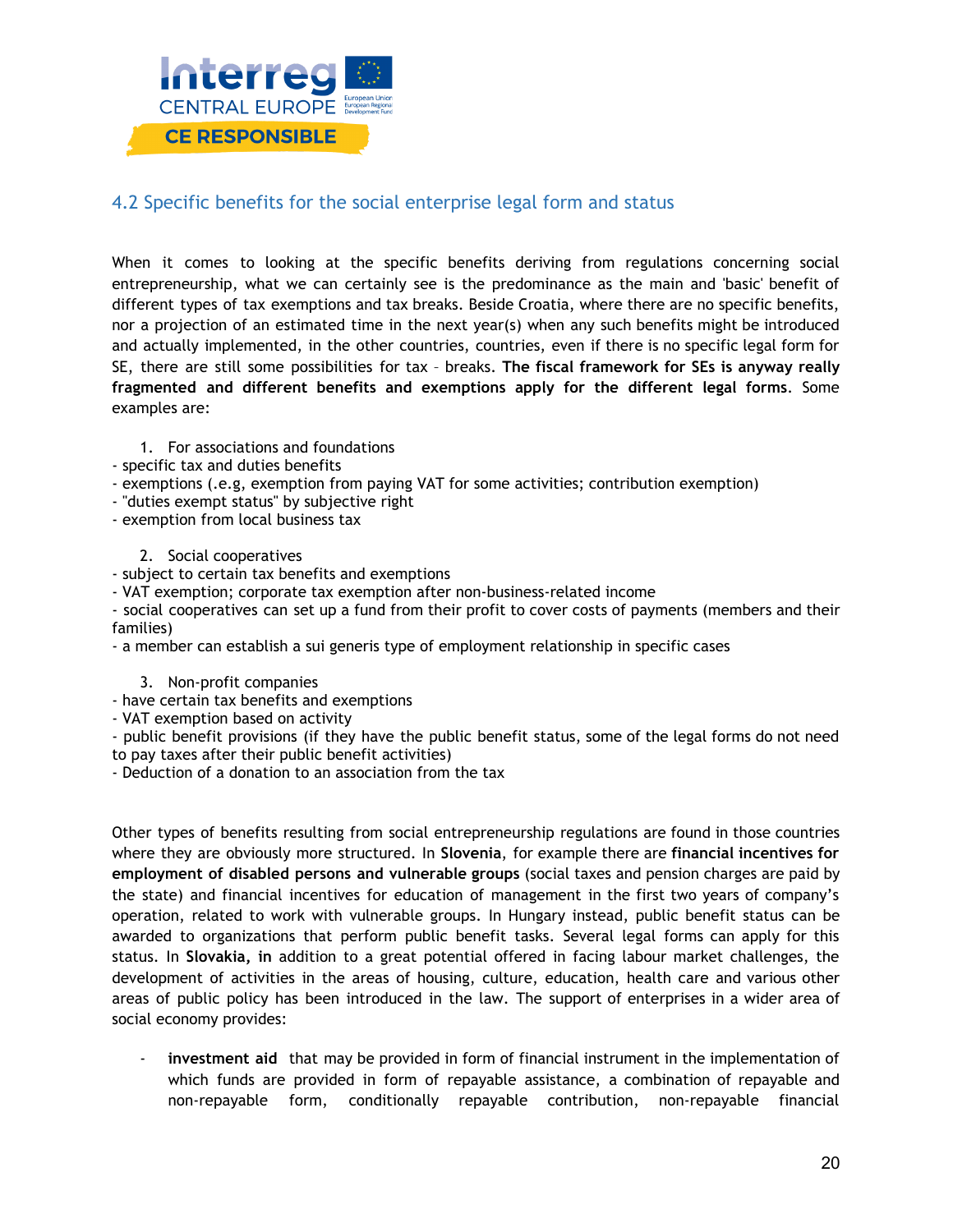## 4.2 Specific benefits for the social enterprise legal form and status

When it comes to looking at the specific benefits deriving from regulations concerning social entrepreneurship, what we can certainly see is the predominance as the main and 'basic' benefit of different types of tax exemptions and tax breaks. Beside Croatia, where there are no specific benefits, nor a projection of an estimated time in the next year(s) when any such benefits might be introduced and actually implemented, in the other countries, countries, even if there is no specific legal form for SE, there are still some possibilities for tax – breaks. **The fiscal framework for SEs is anyway really fragmented and different benefits and exemptions apply for the different legal forms**. Some examples are:

1. For associations and foundations

- specific tax and duties benefits
- exemptions (.e.g, exemption from paying VAT for some activities; contribution exemption)
- "duties exempt status" by subjective right
- exemption from local business tax

2. Social cooperatives

- subject to certain tax benefits and exemptions
- VAT exemption; corporate tax exemption after non-business-related income
- social cooperatives can set up a fund from their profit to cover costs of payments (members and their families)
- a member can establish a sui generis type of employment relationship in specific cases

3. Non-profit companies

- have certain tax benefits and exemptions
- VAT exemption based on activity
- public benefit provisions (if they have the public benefit status, some of the legal forms do not need to pay taxes after their public benefit activities)
- Deduction of a donation to an association from the tax

Other types of benefits resulting from social entrepreneurship regulations are found in those countries where they are obviously more structured. In **Slovenia**, for example there are **financial incentives for employment of disabled persons and vulnerable groups** (social taxes and pension charges are paid by the state) and financial incentives for education of management in the first two years of company's operation, related to work with vulnerable groups. In Hungary instead, public benefit status can be awarded to organizations that perform public benefit tasks. Several legal forms can apply for this status. In **Slovakia, in** addition to a great potential offered in facing labour market challenges, the development of activities in the areas of housing, culture, education, health care and various other areas of public policy has been introduced in the law. The support of enterprises in a wider area of social economy provides:

- **investment aid** that may be provided in form of financial instrument in the implementation of which funds are provided in form of repayable assistance, a combination of repayable and non-repayable form, conditionally repayable contribution, non-repayable financial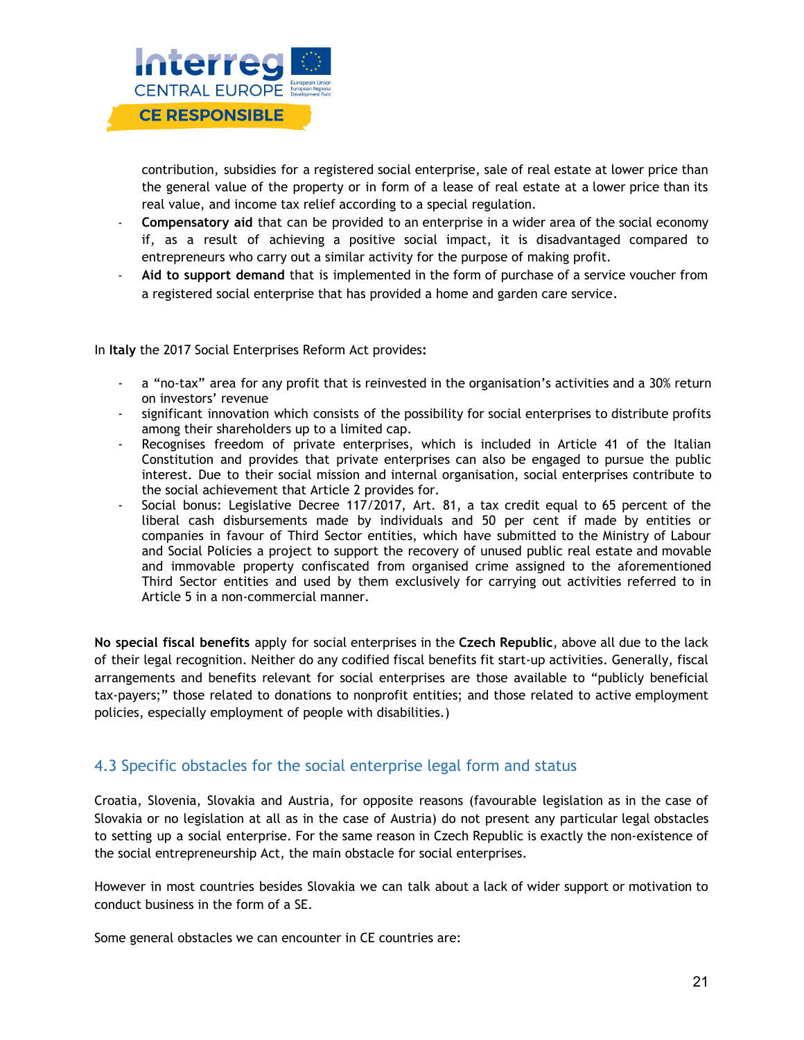contribution, subsidies for a registered social enterprise, sale of real estate at lower price than the general value of the property or in form of a lease of real estate at a lower price than its real value, and income tax relief according to a special regulation.

- **Compensatory aid** that can be provided to an enterprise in a wider area of the social economy if, as a result of achieving a positive social impact, it is disadvantaged compared to entrepreneurs who carry out a similar activity for the purpose of making profit.
- **Aid to support demand** that is implemented in the form of purchase of a service voucher from a registered social enterprise that has provided a home and garden care service.

In **Italy** the 2017 Social Enterprises Reform Act provides**:**

- a "no-tax" area for any profit that is reinvested in the organisation's activities and a 30% return on investors' revenue
- significant innovation which consists of the possibility for social enterprises to distribute profits among their shareholders up to a limited cap.
- Recognises freedom of private enterprises, which is included in Article 41 of the Italian Constitution and provides that private enterprises can also be engaged to pursue the public interest. Due to their social mission and internal organisation, social enterprises contribute to the social achievement that Article 2 provides for.
- Social bonus: Legislative Decree 117/2017, Art. 81, a tax credit equal to 65 percent of the liberal cash disbursements made by individuals and 50 per cent if made by entities or companies in favour of Third Sector entities, which have submitted to the Ministry of Labour and Social Policies a project to support the recovery of unused public real estate and movable and immovable property confiscated from organised crime assigned to the aforementioned Third Sector entities and used by them exclusively for carrying out activities referred to in Article 5 in a non-commercial manner.

**No special fiscal benefits** apply for social enterprises in the **Czech Republic**, above all due to the lack of their legal recognition. Neither do any codified fiscal benefits fit start-up activities. Generally, fiscal arrangements and benefits relevant for social enterprises are those available to "publicly beneficial tax-payers;" those related to donations to nonprofit entities; and those related to active employment policies, especially employment of people with disabilities.)

## 4.3 Specific obstacles for the social enterprise legal form and status

Croatia, Slovenia, Slovakia and Austria, for opposite reasons (favourable legislation as in the case of Slovakia or no legislation at all as in the case of Austria) do not present any particular legal obstacles to setting up a social enterprise. For the same reason in Czech Republic is exactly the non-existence of the social entrepreneurship Act, the main obstacle for social enterprises.

However in most countries besides Slovakia we can talk about a lack of wider support or motivation to conduct business in the form of a SE.

Some general obstacles we can encounter in CE countries are: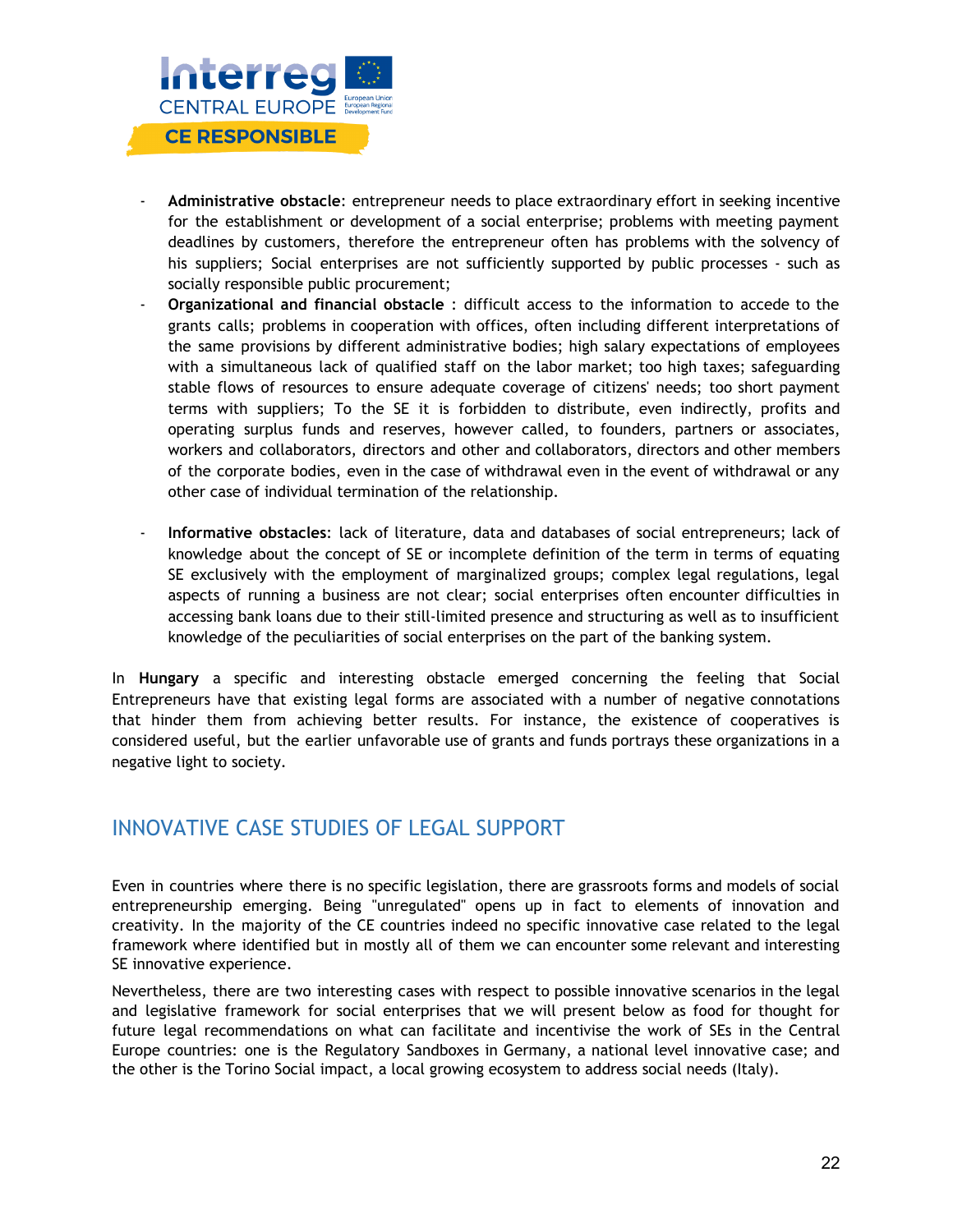- **Administrative obstacle**: entrepreneur needs to place extraordinary effort in seeking incentive for the establishment or development of a social enterprise; problems with meeting payment deadlines by customers, therefore the entrepreneur often has problems with the solvency of his suppliers; Social enterprises are not sufficiently supported by public processes - such as socially responsible public procurement;
- **Organizational and financial obstacle** : difficult access to the information to accede to the grants calls; problems in cooperation with offices, often including different interpretations of the same provisions by different administrative bodies; high salary expectations of employees with a simultaneous lack of qualified staff on the labor market; too high taxes; safeguarding stable flows of resources to ensure adequate coverage of citizens' needs; too short payment terms with suppliers; To the SE it is forbidden to distribute, even indirectly, profits and operating surplus funds and reserves, however called, to founders, partners or associates, workers and collaborators, directors and other and collaborators, directors and other members of the corporate bodies, even in the case of withdrawal even in the event of withdrawal or any other case of individual termination of the relationship.

- **Informative obstacles**: lack of literature, data and databases of social entrepreneurs; lack of knowledge about the concept of SE or incomplete definition of the term in terms of equating SE exclusively with the employment of marginalized groups; complex legal regulations, legal aspects of running a business are not clear; social enterprises often encounter difficulties in accessing bank loans due to their still-limited presence and structuring as well as to insufficient knowledge of the peculiarities of social enterprises on the part of the banking system.

In **Hungary** a specific and interesting obstacle emerged concerning the feeling that Social Entrepreneurs have that existing legal forms are associated with a number of negative connotations that hinder them from achieving better results. For instance, the existence of cooperatives is considered useful, but the earlier unfavorable use of grants and funds portrays these organizations in a negative light to society.

## INNOVATIVE CASE STUDIES OF LEGAL SUPPORT

Even in countries where there is no specific legislation, there are grassroots forms and models of social entrepreneurship emerging. Being "unregulated" opens up in fact to elements of innovation and creativity. In the majority of the CE countries indeed no specific innovative case related to the legal framework where identified but in mostly all of them we can encounter some relevant and interesting SE innovative experience.

Nevertheless, there are two interesting cases with respect to possible innovative scenarios in the legal and legislative framework for social enterprises that we will present below as food for thought for future legal recommendations on what can facilitate and incentivise the work of SEs in the Central Europe countries: one is the Regulatory Sandboxes in Germany, a national level innovative case; and the other is the Torino Social impact, a local growing ecosystem to address social needs (Italy).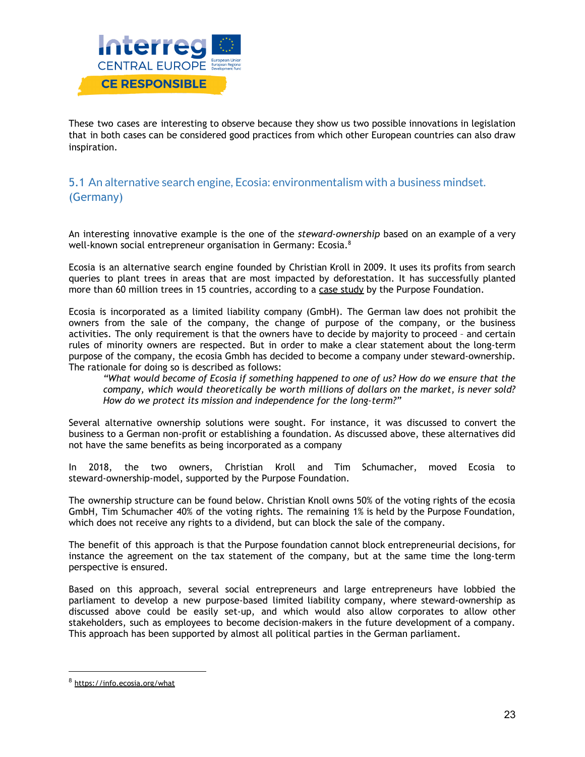These two cases are interesting to observe because they show us two possible innovations in legislation that in both cases can be considered good practices from which other European countries can also draw inspiration.

## 5.1 An alternative search engine, Ecosia: environmentalism with a business mindset. (Germany)

An interesting innovative example is the one of the *steward-ownership* based on an example of a very well-known social entrepreneur organisation in Germany: Ecosia.[8]

Ecosia is an alternative search engine founded by Christian Kroll in 2009. It uses its profits from search queries to plant trees in areas that are most impacted by deforestation. It has successfully planted more than 60 million trees in 15 countries, according to a case study by the Purpose Foundation.

Ecosia is incorporated as a limited liability company (GmbH). The German law does not prohibit the owners from the sale of the company, the change of purpose of the company, or the business activities. The only requirement is that the owners have to decide by majority to proceed – and certain rules of minority owners are respected. But in order to make a clear statement about the long-term purpose of the company, the ecosia Gmbh has decided to become a company under steward-ownership. The rationale for doing so is described as follows:

> *"What would become of Ecosia if something happened to one of us? How do we ensure that the company, which would theoretically be worth millions of dollars on the market, is never sold? How do we protect its mission and independence for the long-term?"*

Several alternative ownership solutions were sought. For instance, it was discussed to convert the business to a German non-profit or establishing a foundation. As discussed above, these alternatives did not have the same benefits as being incorporated as a company

In 2018, the two owners, Christian Kroll and Tim Schumacher, moved Ecosia to steward-ownership-model, supported by the Purpose Foundation.

The ownership structure can be found below. Christian Knoll owns 50% of the voting rights of the ecosia GmbH, Tim Schumacher 40% of the voting rights. The remaining 1% is held by the Purpose Foundation, which does not receive any rights to a dividend, but can block the sale of the company.

The benefit of this approach is that the Purpose foundation cannot block entrepreneurial decisions, for instance the agreement on the tax statement of the company, but at the same time the long-term perspective is ensured.

Based on this approach, several social entrepreneurs and large entrepreneurs have lobbied the parliament to develop a new purpose-based limited liability company, where steward-ownership as discussed above could be easily set-up, and which would also allow corporates to allow other stakeholders, such as employees to become decision-makers in the future development of a company. This approach has been supported by almost all political parties in the German parliament.

---

[8] https://info.ecosia.org/what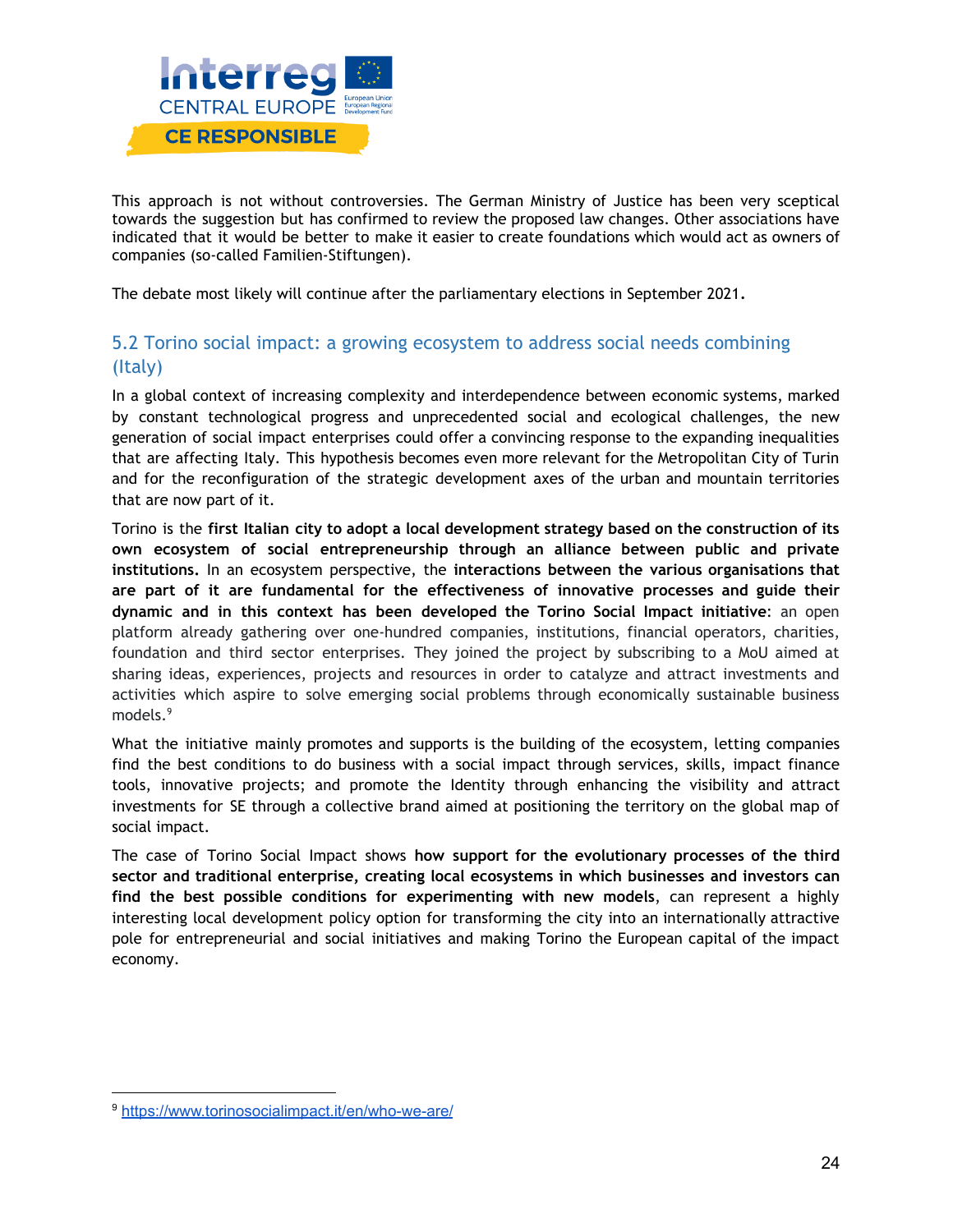This approach is not without controversies. The German Ministry of Justice has been very sceptical towards the suggestion but has confirmed to review the proposed law changes. Other associations have indicated that it would be better to make it easier to create foundations which would act as owners of companies (so-called Familien-Stiftungen).

The debate most likely will continue after the parliamentary elections in September 2021.

## 5.2 Torino social impact: a growing ecosystem to address social needs combining (Italy)

In a global context of increasing complexity and interdependence between economic systems, marked by constant technological progress and unprecedented social and ecological challenges, the new generation of social impact enterprises could offer a convincing response to the expanding inequalities that are affecting Italy. This hypothesis becomes even more relevant for the Metropolitan City of Turin and for the reconfiguration of the strategic development axes of the urban and mountain territories that are now part of it.

Torino is the **first Italian city to adopt a local development strategy based on the construction of its own ecosystem of social entrepreneurship through an alliance between public and private institutions.** In an ecosystem perspective, the **interactions between the various organisations that are part of it are fundamental for the effectiveness of innovative processes and guide their dynamic and in this context has been developed the Torino Social Impact initiative**: an open platform already gathering over one-hundred companies, institutions, financial operators, charities, foundation and third sector enterprises. They joined the project by subscribing to a MoU aimed at sharing ideas, experiences, projects and resources in order to catalyze and attract investments and activities which aspire to solve emerging social problems through economically sustainable business models.[9]

What the initiative mainly promotes and supports is the building of the ecosystem, letting companies find the best conditions to do business with a social impact through services, skills, impact finance tools, innovative projects; and promote the Identity through enhancing the visibility and attract investments for SE through a collective brand aimed at positioning the territory on the global map of social impact.

The case of Torino Social Impact shows **how support for the evolutionary processes of the third sector and traditional enterprise, creating local ecosystems in which businesses and investors can find the best possible conditions for experimenting with new models**, can represent a highly interesting local development policy option for transforming the city into an internationally attractive pole for entrepreneurial and social initiatives and making Torino the European capital of the impact economy.

[9] https://www.torinosocialimpact.it/en/who-we-are/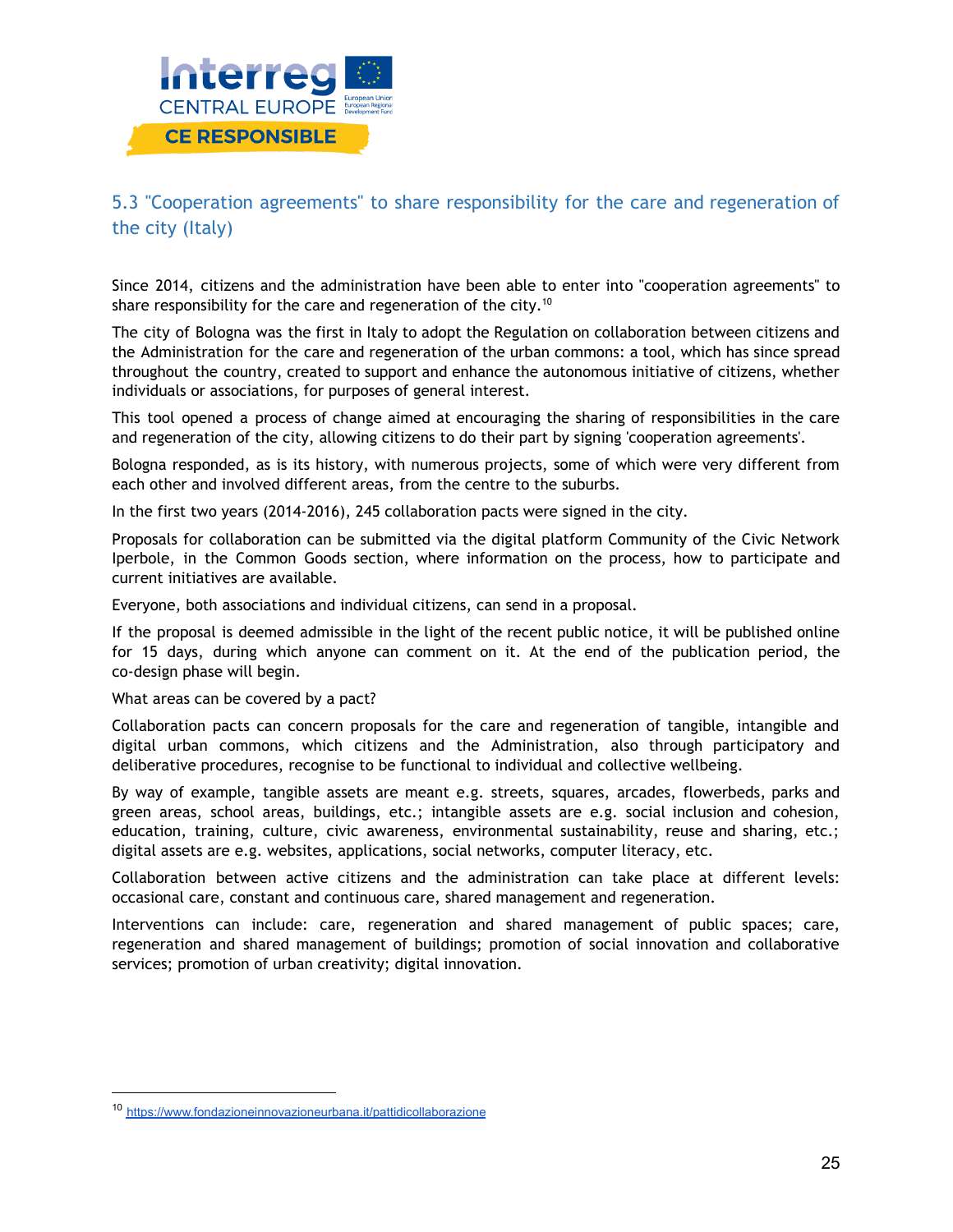## 5.3 "Cooperation agreements" to share responsibility for the care and regeneration of the city (Italy)

Since 2014, citizens and the administration have been able to enter into "cooperation agreements" to share responsibility for the care and regeneration of the city.[10]

The city of Bologna was the first in Italy to adopt the Regulation on collaboration between citizens and the Administration for the care and regeneration of the urban commons: a tool, which has since spread throughout the country, created to support and enhance the autonomous initiative of citizens, whether individuals or associations, for purposes of general interest.

This tool opened a process of change aimed at encouraging the sharing of responsibilities in the care and regeneration of the city, allowing citizens to do their part by signing 'cooperation agreements'.

Bologna responded, as is its history, with numerous projects, some of which were very different from each other and involved different areas, from the centre to the suburbs.

In the first two years (2014-2016), 245 collaboration pacts were signed in the city.

Proposals for collaboration can be submitted via the digital platform Community of the Civic Network Iperbole, in the Common Goods section, where information on the process, how to participate and current initiatives are available.

Everyone, both associations and individual citizens, can send in a proposal.

If the proposal is deemed admissible in the light of the recent public notice, it will be published online for 15 days, during which anyone can comment on it. At the end of the publication period, the co-design phase will begin.

What areas can be covered by a pact?

Collaboration pacts can concern proposals for the care and regeneration of tangible, intangible and digital urban commons, which citizens and the Administration, also through participatory and deliberative procedures, recognise to be functional to individual and collective wellbeing.

By way of example, tangible assets are meant e.g. streets, squares, arcades, flowerbeds, parks and green areas, school areas, buildings, etc.; intangible assets are e.g. social inclusion and cohesion, education, training, culture, civic awareness, environmental sustainability, reuse and sharing, etc.; digital assets are e.g. websites, applications, social networks, computer literacy, etc.

Collaboration between active citizens and the administration can take place at different levels: occasional care, constant and continuous care, shared management and regeneration.

Interventions can include: care, regeneration and shared management of public spaces; care, regeneration and shared management of buildings; promotion of social innovation and collaborative services; promotion of urban creativity; digital innovation.

---

[10] https://www.fondazioneinnovazioneurbana.it/pattidicollaborazione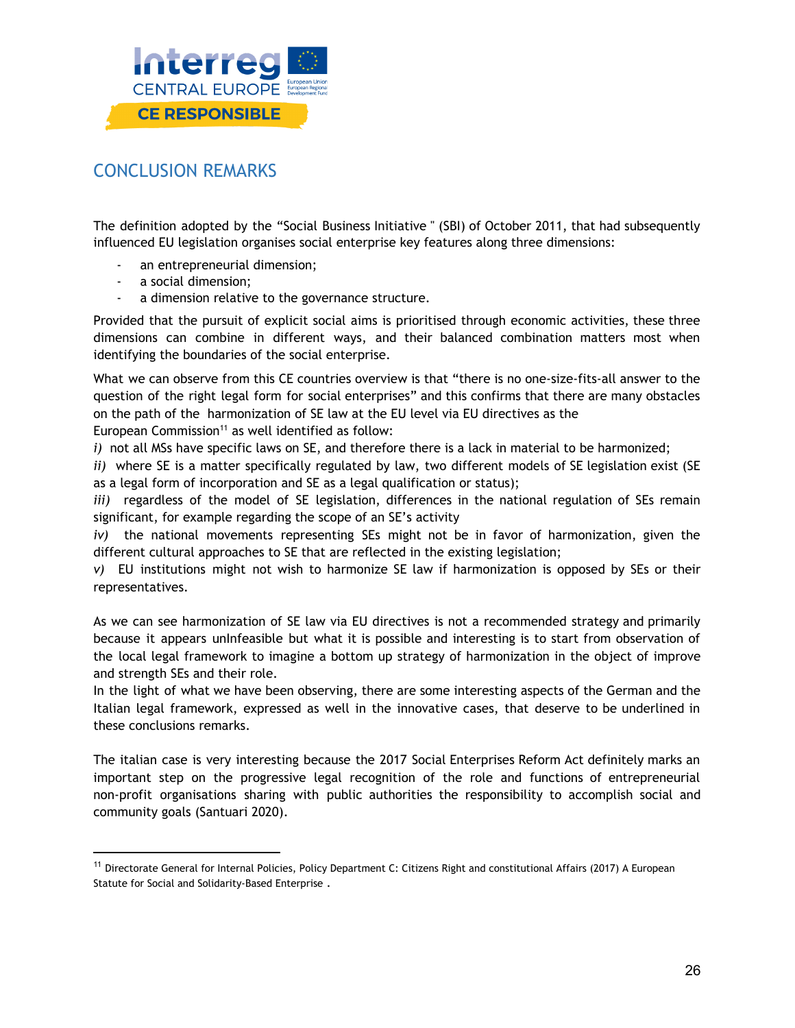## CONCLUSION REMARKS

The definition adopted by the "Social Business Initiative " (SBI) of October 2011, that had subsequently influenced EU legislation organises social enterprise key features along three dimensions:

- an entrepreneurial dimension;
- a social dimension;
- a dimension relative to the governance structure.

Provided that the pursuit of explicit social aims is prioritised through economic activities, these three dimensions can combine in different ways, and their balanced combination matters most when identifying the boundaries of the social enterprise.

What we can observe from this CE countries overview is that "there is no one-size-fits-all answer to the question of the right legal form for social enterprises" and this confirms that there are many obstacles on the path of the harmonization of SE law at the EU level via EU directives as the European Commission[11] as well identified as follow:

*i)* not all MSs have specific laws on SE, and therefore there is a lack in material to be harmonized;

*ii)* where SE is a matter specifically regulated by law, two different models of SE legislation exist (SE as a legal form of incorporation and SE as a legal qualification or status);

*iii)* regardless of the model of SE legislation, differences in the national regulation of SEs remain significant, for example regarding the scope of an SE's activity

*iv)* the national movements representing SEs might not be in favor of harmonization, given the different cultural approaches to SE that are reflected in the existing legislation;

*v)* EU institutions might not wish to harmonize SE law if harmonization is opposed by SEs or their representatives.

As we can see harmonization of SE law via EU directives is not a recommended strategy and primarily because it appears unInfeasible but what it is possible and interesting is to start from observation of the local legal framework to imagine a bottom up strategy of harmonization in the object of improve and strength SEs and their role.

In the light of what we have been observing, there are some interesting aspects of the German and the Italian legal framework, expressed as well in the innovative cases, that deserve to be underlined in these conclusions remarks.

The italian case is very interesting because the 2017 Social Enterprises Reform Act definitely marks an important step on the progressive legal recognition of the role and functions of entrepreneurial non-profit organisations sharing with public authorities the responsibility to accomplish social and community goals (Santuari 2020).

---

[11] Directorate General for Internal Policies, Policy Department C: Citizens Right and constitutional Affairs (2017) A European Statute for Social and Solidarity-Based Enterprise .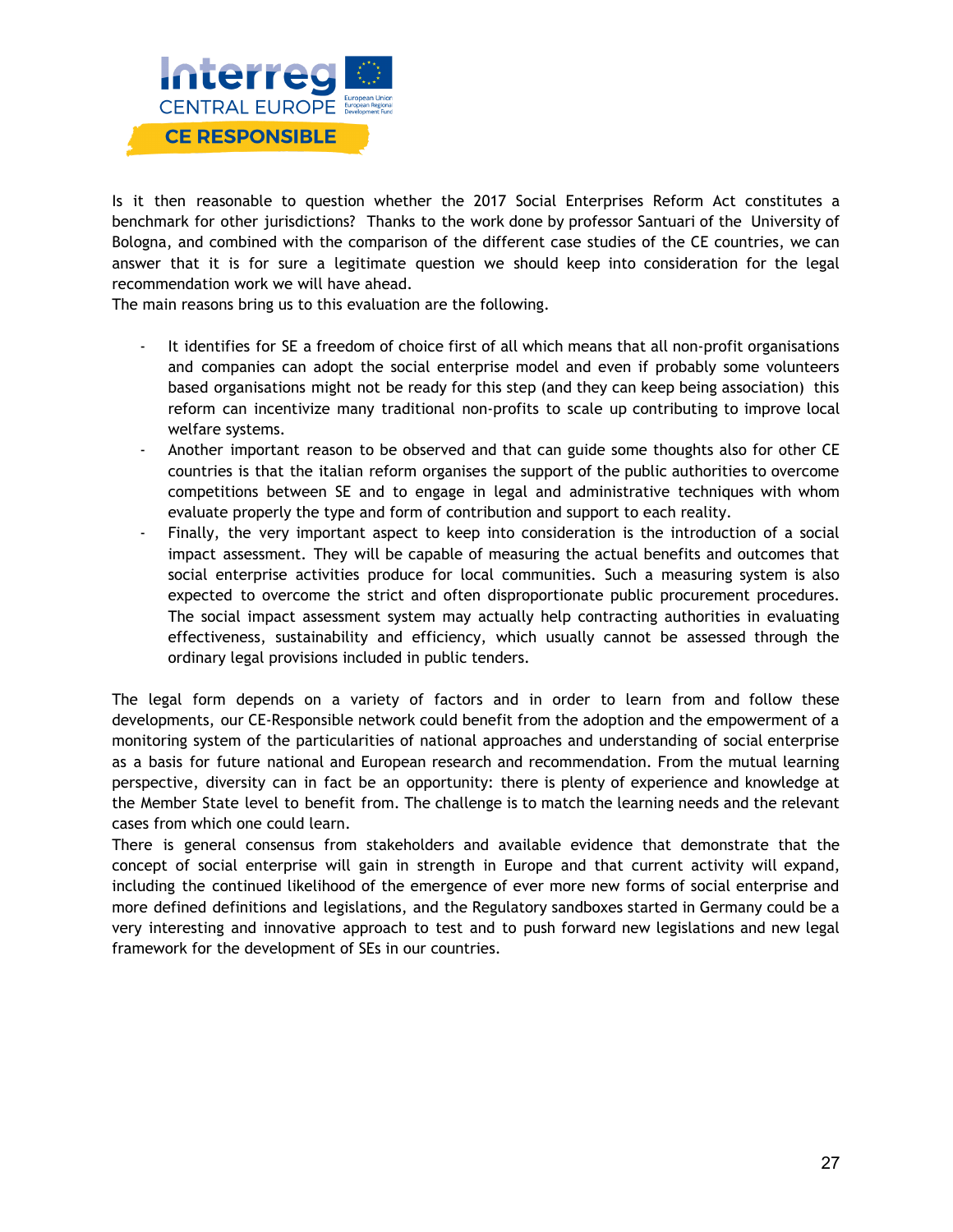Is it then reasonable to question whether the 2017 Social Enterprises Reform Act constitutes a benchmark for other jurisdictions? Thanks to the work done by professor Santuari of the University of Bologna, and combined with the comparison of the different case studies of the CE countries, we can answer that it is for sure a legitimate question we should keep into consideration for the legal recommendation work we will have ahead.

The main reasons bring us to this evaluation are the following.

- It identifies for SE a freedom of choice first of all which means that all non-profit organisations and companies can adopt the social enterprise model and even if probably some volunteers based organisations might not be ready for this step (and they can keep being association) this reform can incentivize many traditional non-profits to scale up contributing to improve local welfare systems.
- Another important reason to be observed and that can guide some thoughts also for other CE countries is that the italian reform organises the support of the public authorities to overcome competitions between SE and to engage in legal and administrative techniques with whom evaluate properly the type and form of contribution and support to each reality.
- Finally, the very important aspect to keep into consideration is the introduction of a social impact assessment. They will be capable of measuring the actual benefits and outcomes that social enterprise activities produce for local communities. Such a measuring system is also expected to overcome the strict and often disproportionate public procurement procedures. The social impact assessment system may actually help contracting authorities in evaluating effectiveness, sustainability and efficiency, which usually cannot be assessed through the ordinary legal provisions included in public tenders.

The legal form depends on a variety of factors and in order to learn from and follow these developments, our CE-Responsible network could benefit from the adoption and the empowerment of a monitoring system of the particularities of national approaches and understanding of social enterprise as a basis for future national and European research and recommendation. From the mutual learning perspective, diversity can in fact be an opportunity: there is plenty of experience and knowledge at the Member State level to benefit from. The challenge is to match the learning needs and the relevant cases from which one could learn.

There is general consensus from stakeholders and available evidence that demonstrate that the concept of social enterprise will gain in strength in Europe and that current activity will expand, including the continued likelihood of the emergence of ever more new forms of social enterprise and more defined definitions and legislations, and the Regulatory sandboxes started in Germany could be a very interesting and innovative approach to test and to push forward new legislations and new legal framework for the development of SEs in our countries.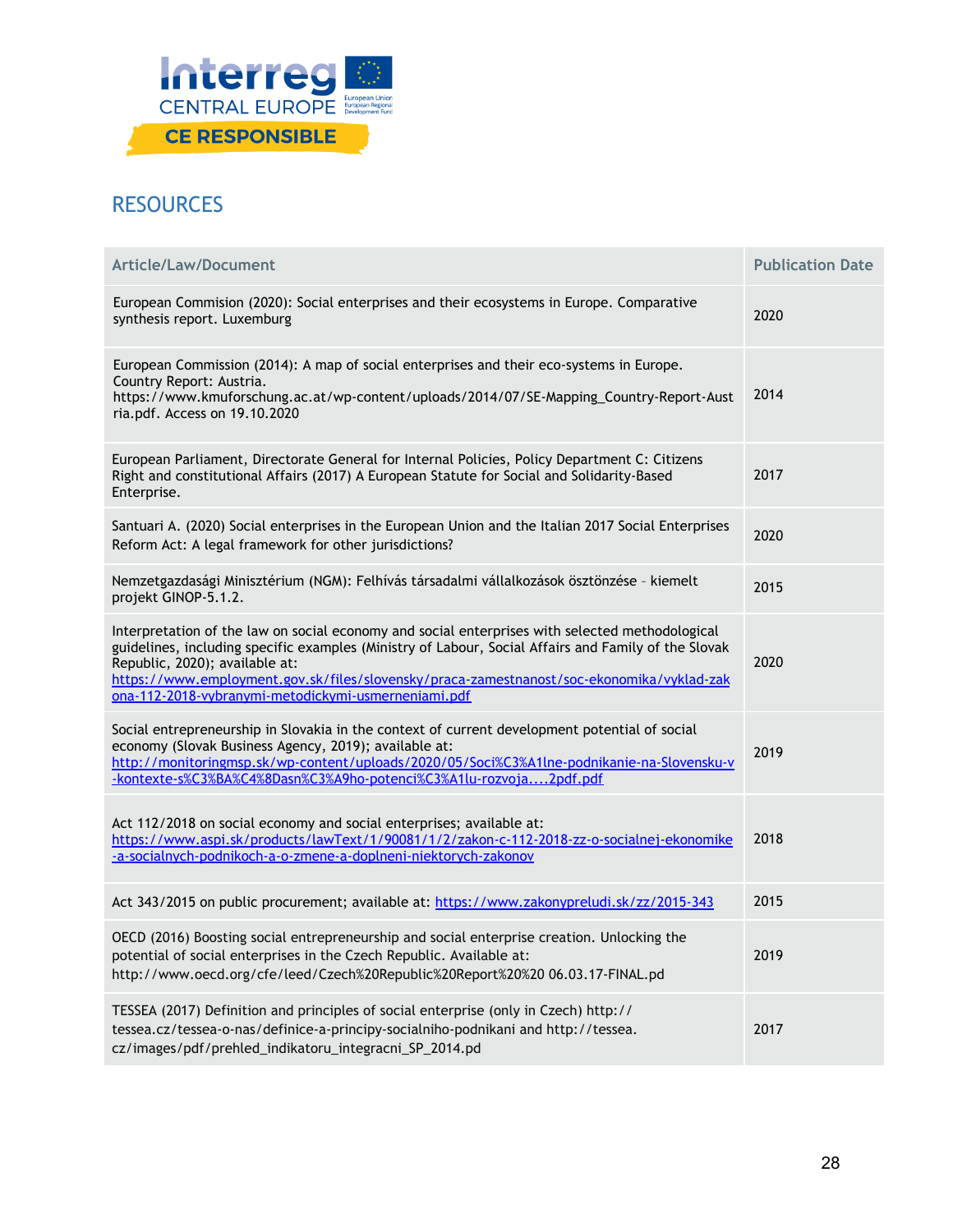## RESOURCES

| Article/Law/Document | Publication Date |
|---|---|
| European Commision (2020): Social enterprises and their ecosystems in Europe. Comparative synthesis report. Luxemburg | 2020 |
| European Commission (2014): A map of social enterprises and their eco-systems in Europe. Country Report: Austria. https://www.kmuforschung.ac.at/wp-content/uploads/2014/07/SE-Mapping_Country-Report-Austria.pdf. Access on 19.10.2020 | 2014 |
| European Parliament, Directorate General for Internal Policies, Policy Department C: Citizens Right and constitutional Affairs (2017) A European Statute for Social and Solidarity-Based Enterprise. | 2017 |
| Santuari A. (2020) Social enterprises in the European Union and the Italian 2017 Social Enterprises Reform Act: A legal framework for other jurisdictions? | 2020 |
| Nemzetgazdasági Minisztérium (NGM): Felhívás társadalmi vállalkozások ösztönzése – kiemelt projekt GINOP-5.1.2. | 2015 |
| Interpretation of the law on social economy and social enterprises with selected methodological guidelines, including specific examples (Ministry of Labour, Social Affairs and Family of the Slovak Republic, 2020); available at: https://www.employment.gov.sk/files/slovensky/praca-zamestnanost/soc-ekonomika/vyklad-zakona-112-2018-vybranymi-metodickymi-usmerneniami.pdf | 2020 |
| Social entrepreneurship in Slovakia in the context of current development potential of social economy (Slovak Business Agency, 2019); available at: http://monitoringmsp.sk/wp-content/uploads/2020/05/Soci%C3%A1lne-podnikanie-na-Slovensku-v-kontexte-s%C3%BA%C4%8Dasn%C3%A9ho-potenci%C3%A1lu-rozvoja....2pdf.pdf | 2019 |
| Act 112/2018 on social economy and social enterprises; available at: https://www.aspi.sk/products/lawText/1/90081/1/2/zakon-c-112-2018-zz-o-socialnej-ekonomike-a-socialnych-podnikoch-a-o-zmene-a-doplneni-niektorych-zakonov | 2018 |
| Act 343/2015 on public procurement; available at: https://www.zakonypreludi.sk/zz/2015-343 | 2015 |
| OECD (2016) Boosting social entrepreneurship and social enterprise creation. Unlocking the potential of social enterprises in the Czech Republic. Available at: http://www.oecd.org/cfe/leed/Czech%20Republic%20Report%20%20 06.03.17-FINAL.pd | 2019 |
| TESSEA (2017) Definition and principles of social enterprise (only in Czech) http:// tessea.cz/tessea-o-nas/definice-a-principy-socialniho-podnikani and http://tessea. cz/images/pdf/prehled_indikatoru_integracni_SP_2014.pd | 2017 |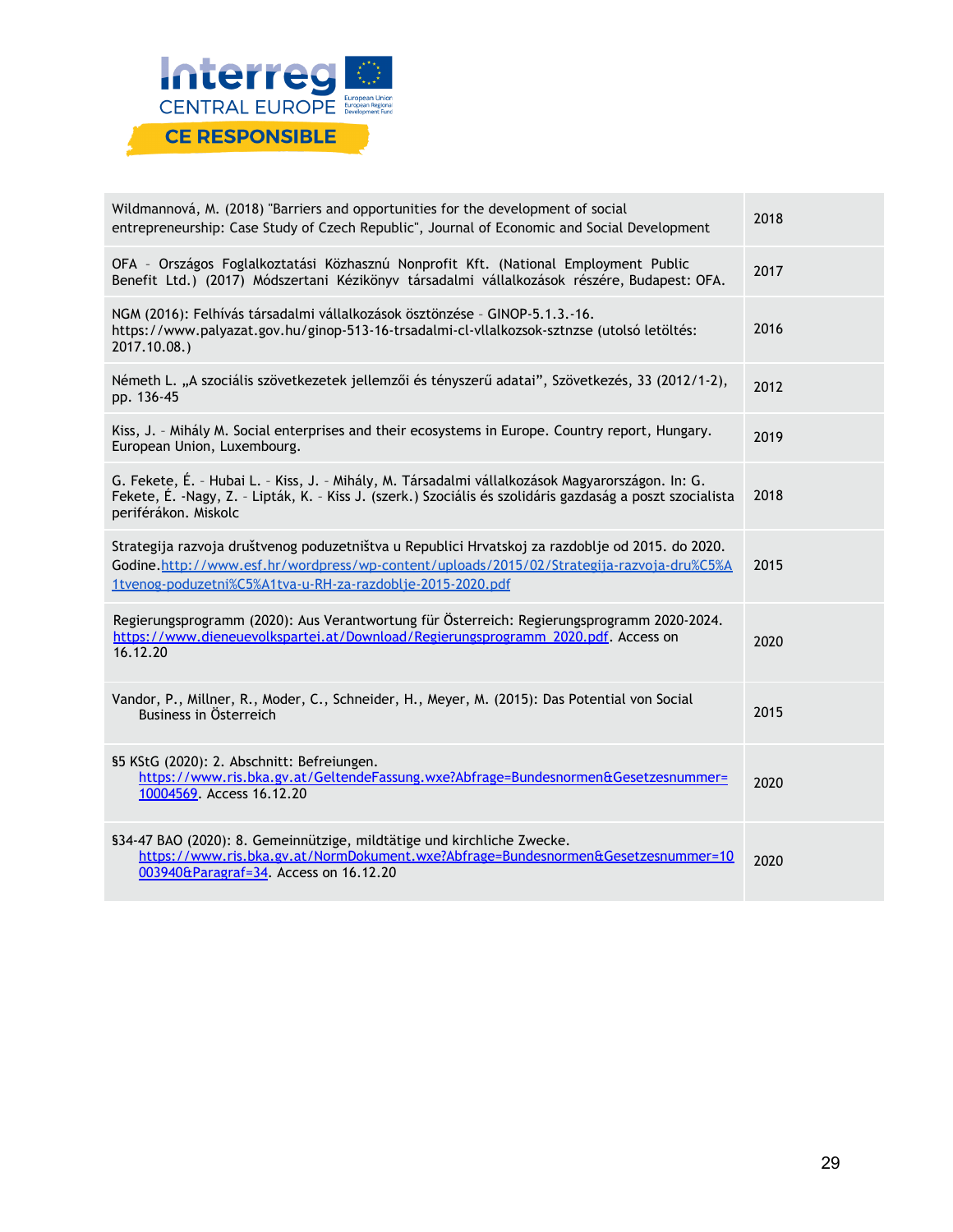| | |
|---|---|
| Wildmannová, M. (2018) "Barriers and opportunities for the development of social entrepreneurship: Case Study of Czech Republic", Journal of Economic and Social Development | 2018 |
| OFA – Országos Foglalkoztatási Közhasznú Nonprofit Kft. (National Employment Public Benefit Ltd.) (2017) Módszertani Kézikönyv társadalmi vállalkozások részére, Budapest: OFA. | 2017 |
| NGM (2016): Felhívás társadalmi vállalkozások ösztönzése – GINOP-5.1.3.-16. https://www.palyazat.gov.hu/ginop-513-16-trsadalmi-cl-vllalkozsok-sztnzse (utolsó letöltés: 2017.10.08.) | 2016 |
| Németh L. „A szociális szövetkezetek jellemzői és tényszerű adatai", Szövetkezés, 33 (2012/1-2), pp. 136-45 | 2012 |
| Kiss, J. – Mihály M. Social enterprises and their ecosystems in Europe. Country report, Hungary. European Union, Luxembourg. | 2019 |
| G. Fekete, É. – Hubai L. – Kiss, J. – Mihály, M. Társadalmi vállalkozások Magyarországon. In: G. Fekete, É. -Nagy, Z. – Lipták, K. – Kiss J. (szerk.) Szociális és szolidáris gazdaság a poszt szocialista periférákon. Miskolc | 2018 |
| Strategija razvoja društvenog poduzetništva u Republici Hrvatskoj za razdoblje od 2015. do 2020. Godine.http://www.esf.hr/wordpress/wp-content/uploads/2015/02/Strategija-razvoja-dru%C5%A1tvenog-poduzetni%C5%A1tva-u-RH-za-razdoblje-2015-2020.pdf | 2015 |
| Regierungsprogramm (2020): Aus Verantwortung für Österreich: Regierungsprogramm 2020-2024. https://www.dieneuevolkspartei.at/Download/Regierungsprogramm_2020.pdf. Access on 16.12.20 | 2020 |
| Vandor, P., Millner, R., Moder, C., Schneider, H., Meyer, M. (2015): Das Potential von Social Business in Österreich | 2015 |
| §5 KStG (2020): 2. Abschnitt: Befreiungen. https://www.ris.bka.gv.at/GeltendeFassung.wxe?Abfrage=Bundesnormen&Gesetzesnummer=10004569. Access 16.12.20 | 2020 |
| §34-47 BAO (2020): 8. Gemeinnützige, mildtätige und kirchliche Zwecke. https://www.ris.bka.gv.at/NormDokument.wxe?Abfrage=Bundesnormen&Gesetzesnummer=10003940&Paragraf=34. Access on 16.12.20 | 2020 |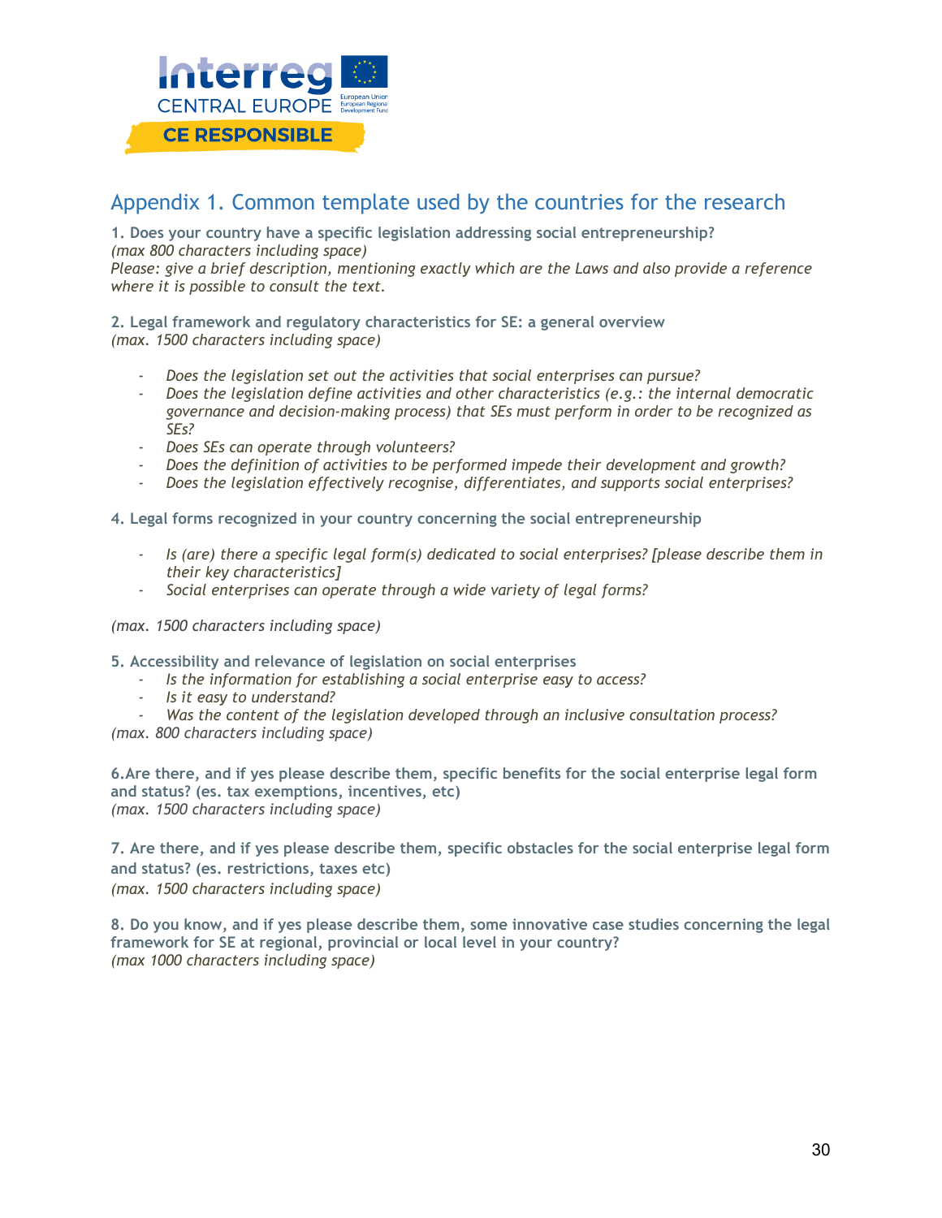## Appendix 1. Common template used by the countries for the research

**1. Does your country have a specific legislation addressing social entrepreneurship?**
*(max 800 characters including space)*
*Please: give a brief description, mentioning exactly which are the Laws and also provide a reference where it is possible to consult the text.*

**2. Legal framework and regulatory characteristics for SE: a general overview**
*(max. 1500 characters including space)*

- *Does the legislation set out the activities that social enterprises can pursue?*
- *Does the legislation define activities and other characteristics (e.g.: the internal democratic governance and decision-making process) that SEs must perform in order to be recognized as SEs?*
- *Does SEs can operate through volunteers?*
- *Does the definition of activities to be performed impede their development and growth?*
- *Does the legislation effectively recognise, differentiates, and supports social enterprises?*

**4. Legal forms recognized in your country concerning the social entrepreneurship**

- *Is (are) there a specific legal form(s) dedicated to social enterprises? [please describe them in their key characteristics]*
- *Social enterprises can operate through a wide variety of legal forms?*

*(max. 1500 characters including space)*

**5. Accessibility and relevance of legislation on social enterprises**

- *Is the information for establishing a social enterprise easy to access?*
- *Is it easy to understand?*
- *Was the content of the legislation developed through an inclusive consultation process?*

*(max. 800 characters including space)*

**6.Are there, and if yes please describe them, specific benefits for the social enterprise legal form and status? (es. tax exemptions, incentives, etc)**
*(max. 1500 characters including space)*

**7. Are there, and if yes please describe them, specific obstacles for the social enterprise legal form and status? (es. restrictions, taxes etc)**
*(max. 1500 characters including space)*

**8. Do you know, and if yes please describe them, some innovative case studies concerning the legal framework for SE at regional, provincial or local level in your country?**
*(max 1000 characters including space)*